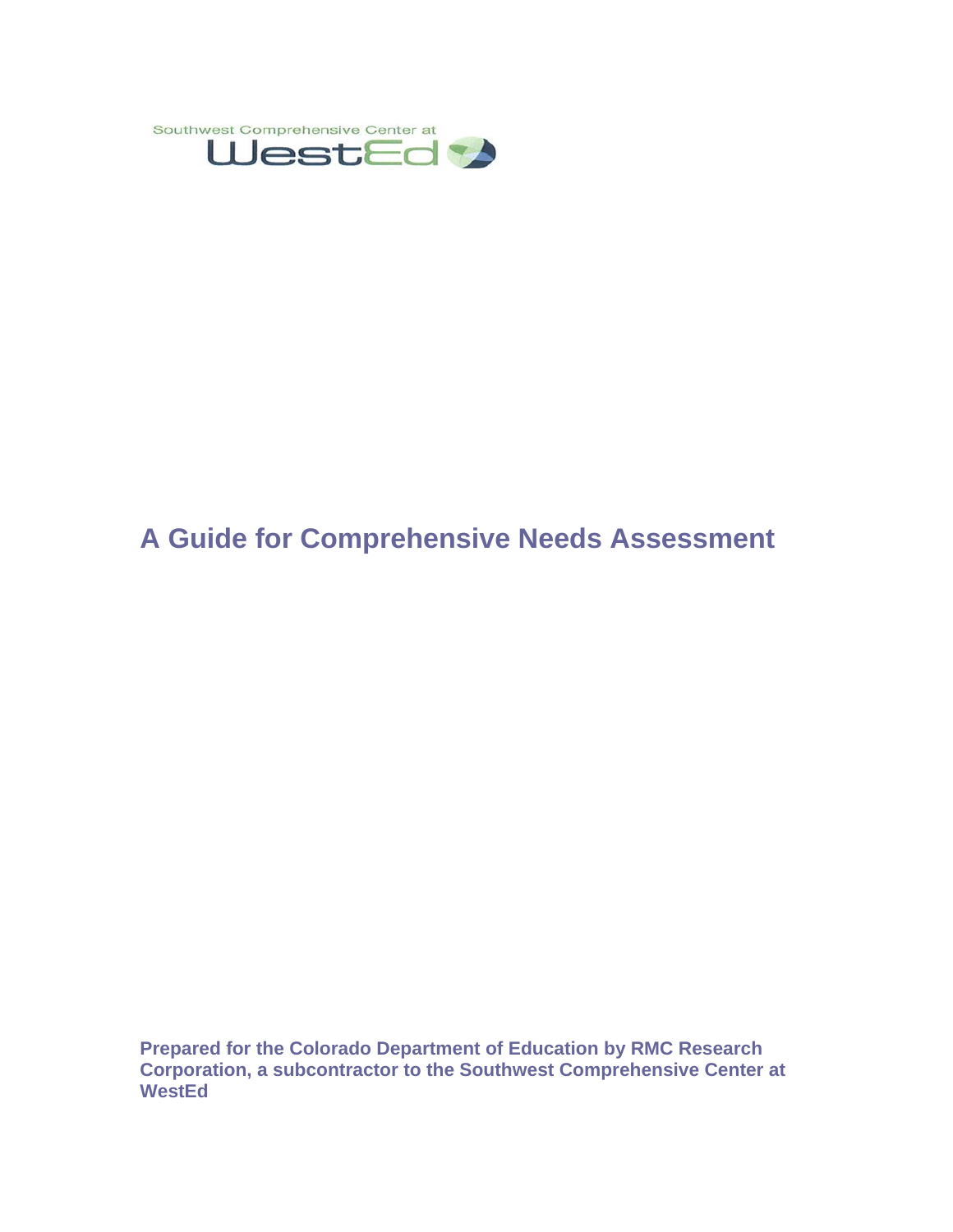Southwest Comprehensive Center at WestEd

# A Guide for Comprehensive Needs Assessment

**Prepared for the Colorado Department of Education by RMC Research Corporation, a subcontractor to the Southwest Comprehensive Center at WestEd**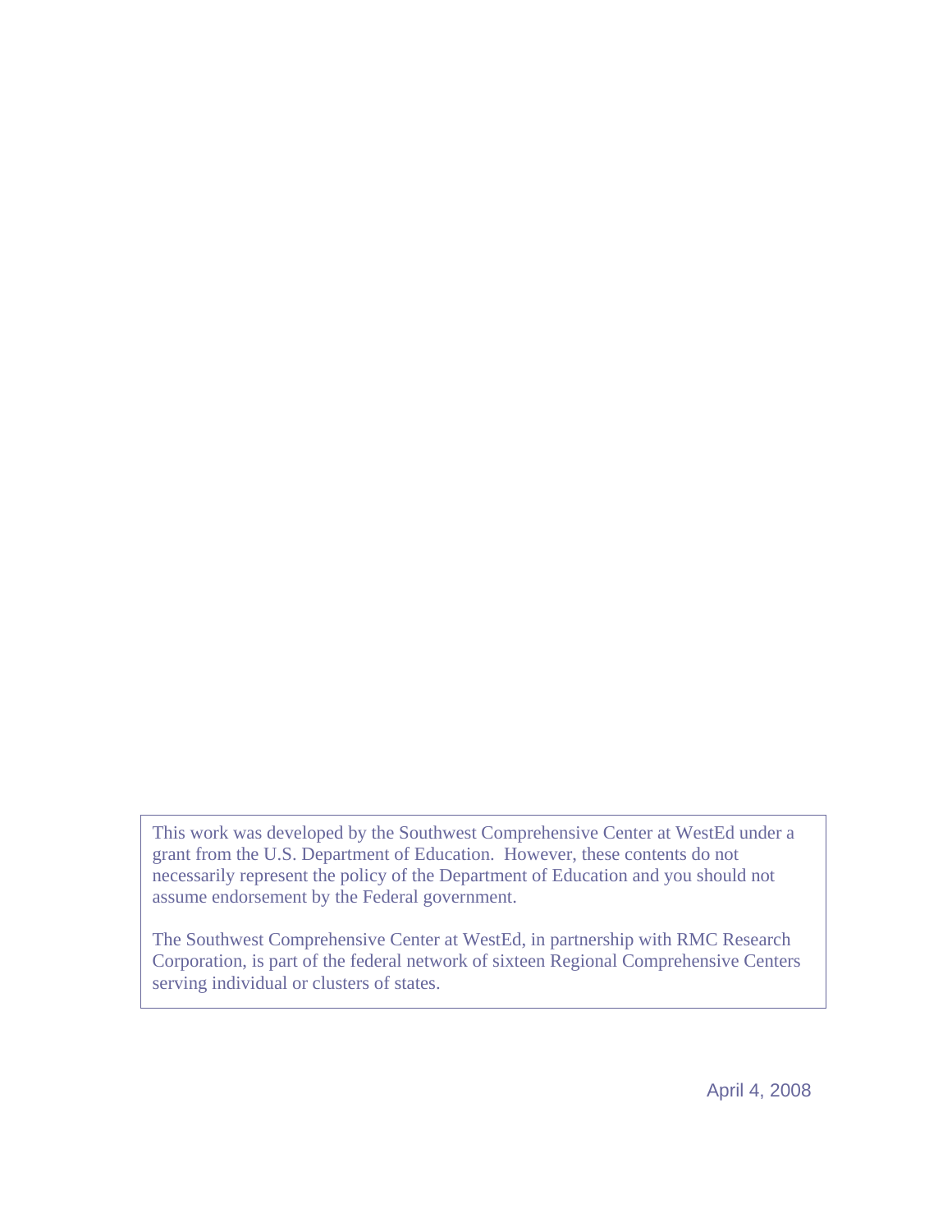This work was developed by the Southwest Comprehensive Center at WestEd under a grant from the U.S. Department of Education. However, these contents do not necessarily represent the policy of the Department of Education and you should not assume endorsement by the Federal government.

The Southwest Comprehensive Center at WestEd, in partnership with RMC Research Corporation, is part of the federal network of sixteen Regional Comprehensive Centers serving individual or clusters of states.

April 4, 2008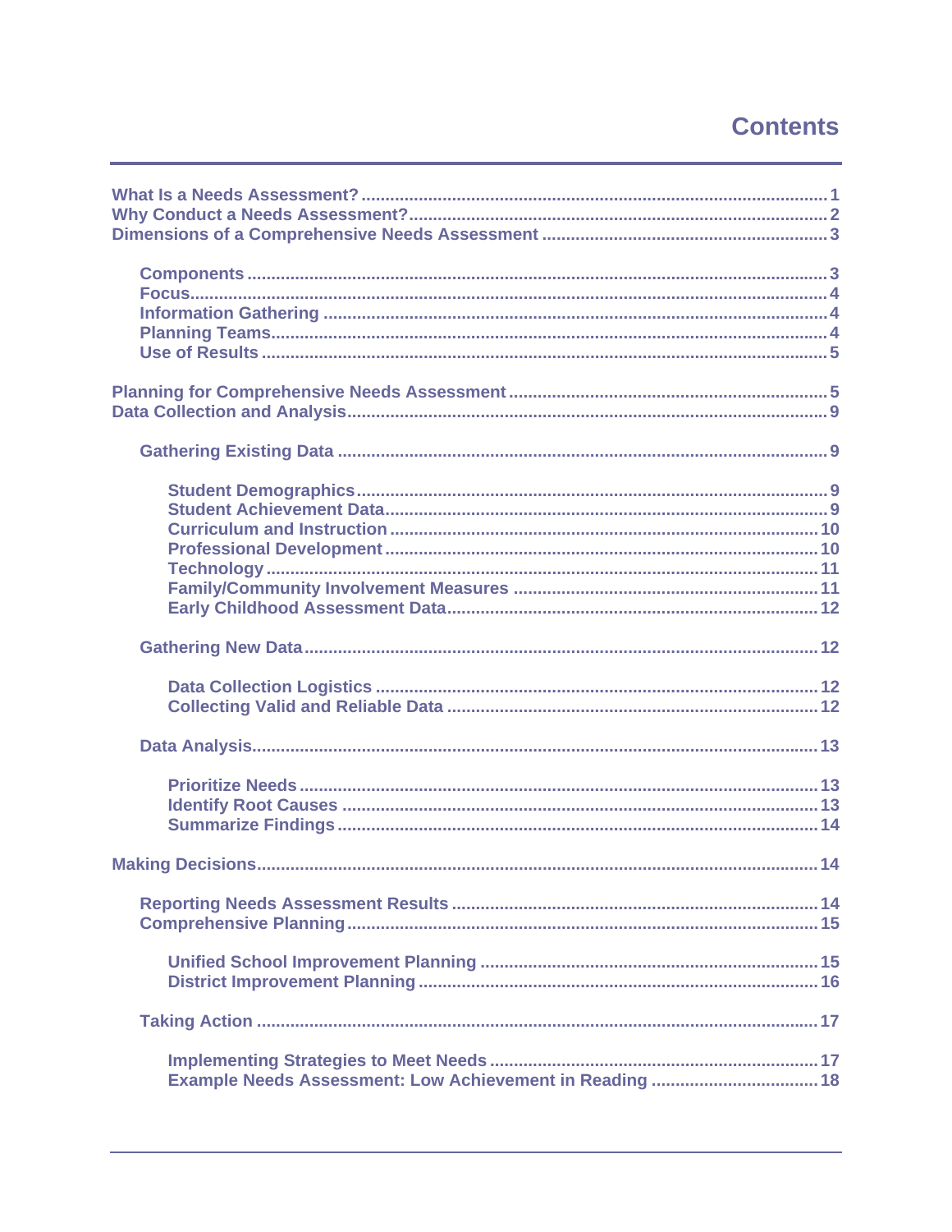# Contents

- What Is a Needs Assessment? ... 1
- Why Conduct a Needs Assessment? ... 2
- Dimensions of a Comprehensive Needs Assessment ... 3
  - Components ... 3
  - Focus ... 4
  - Information Gathering ... 4
  - Planning Teams ... 4
  - Use of Results ... 5
- Planning for Comprehensive Needs Assessment ... 5
- Data Collection and Analysis ... 9
  - Gathering Existing Data ... 9
    - Student Demographics ... 9
    - Student Achievement Data ... 9
    - Curriculum and Instruction ... 10
    - Professional Development ... 10
    - Technology ... 11
    - Family/Community Involvement Measures ... 11
    - Early Childhood Assessment Data ... 12
  - Gathering New Data ... 12
    - Data Collection Logistics ... 12
    - Collecting Valid and Reliable Data ... 12
  - Data Analysis ... 13
    - Prioritize Needs ... 13
    - Identify Root Causes ... 13
    - Summarize Findings ... 14
- Making Decisions ... 14
  - Reporting Needs Assessment Results ... 14
  - Comprehensive Planning ... 15
    - Unified School Improvement Planning ... 15
    - District Improvement Planning ... 16
  - Taking Action ... 17
    - Implementing Strategies to Meet Needs ... 17
    - Example Needs Assessment: Low Achievement in Reading ... 18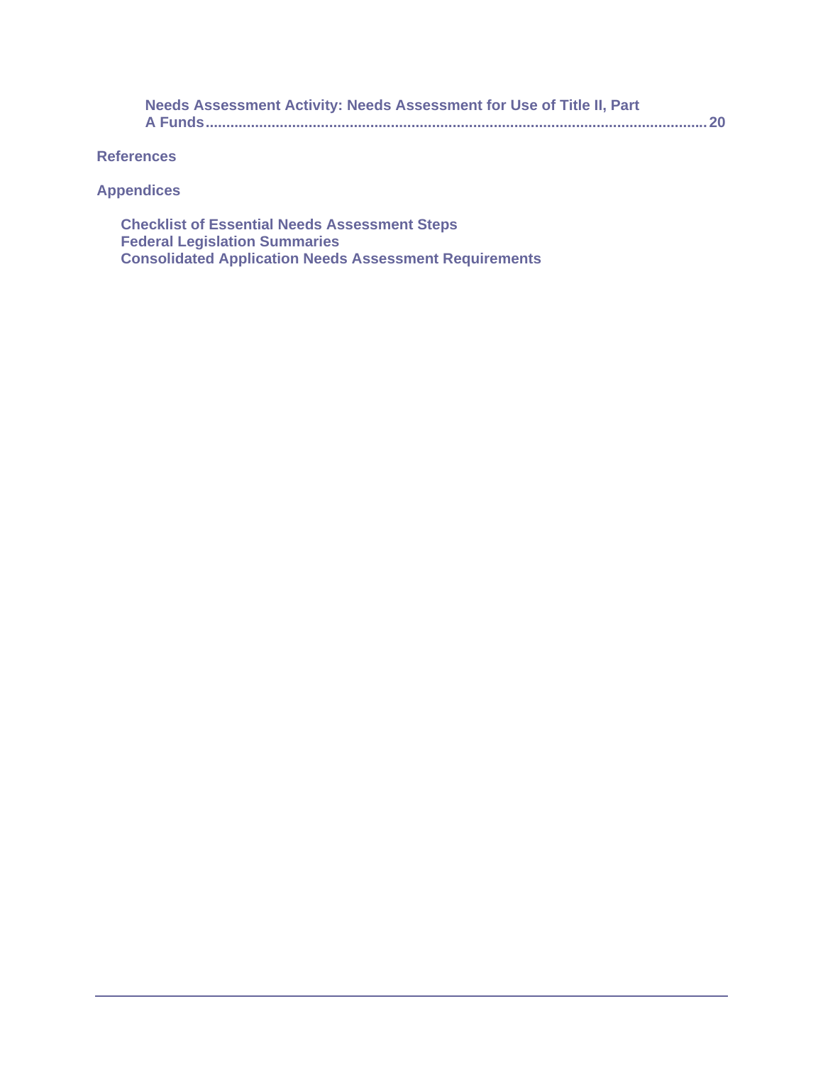Needs Assessment Activity: Needs Assessment for Use of Title II, Part A Funds....................................................................................................................20

**References**

**Appendices**

- Checklist of Essential Needs Assessment Steps
- Federal Legislation Summaries
- Consolidated Application Needs Assessment Requirements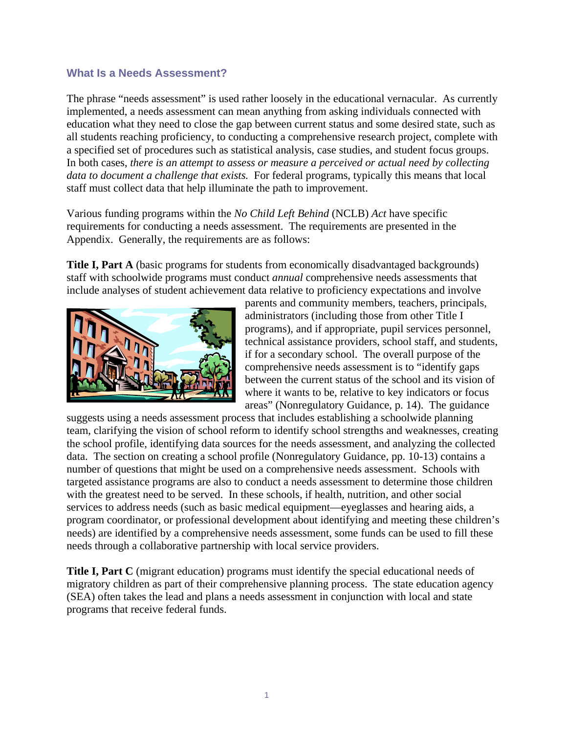## What Is a Needs Assessment?

The phrase "needs assessment" is used rather loosely in the educational vernacular. As currently implemented, a needs assessment can mean anything from asking individuals connected with education what they need to close the gap between current status and some desired state, such as all students reaching proficiency, to conducting a comprehensive research project, complete with a specified set of procedures such as statistical analysis, case studies, and student focus groups. In both cases, *there is an attempt to assess or measure a perceived or actual need by collecting data to document a challenge that exists.* For federal programs, typically this means that local staff must collect data that help illuminate the path to improvement.

Various funding programs within the *No Child Left Behind* (NCLB) *Act* have specific requirements for conducting a needs assessment. The requirements are presented in the Appendix. Generally, the requirements are as follows:

**Title I, Part A** (basic programs for students from economically disadvantaged backgrounds) staff with schoolwide programs must conduct *annual* comprehensive needs assessments that include analyses of student achievement data relative to proficiency expectations and involve parents and community members, teachers, principals, administrators (including those from other Title I programs), and if appropriate, pupil services personnel, technical assistance providers, school staff, and students, if for a secondary school. The overall purpose of the comprehensive needs assessment is to "identify gaps between the current status of the school and its vision of where it wants to be, relative to key indicators or focus areas" (Nonregulatory Guidance, p. 14). The guidance suggests using a needs assessment process that includes establishing a schoolwide planning team, clarifying the vision of school reform to identify school strengths and weaknesses, creating the school profile, identifying data sources for the needs assessment, and analyzing the collected data. The section on creating a school profile (Nonregulatory Guidance, pp. 10-13) contains a number of questions that might be used on a comprehensive needs assessment. Schools with targeted assistance programs are also to conduct a needs assessment to determine those children with the greatest need to be served. In these schools, if health, nutrition, and other social services to address needs (such as basic medical equipment—eyeglasses and hearing aids, a program coordinator, or professional development about identifying and meeting these children's needs) are identified by a comprehensive needs assessment, some funds can be used to fill these needs through a collaborative partnership with local service providers.

**Title I, Part C** (migrant education) programs must identify the special educational needs of migratory children as part of their comprehensive planning process. The state education agency (SEA) often takes the lead and plans a needs assessment in conjunction with local and state programs that receive federal funds.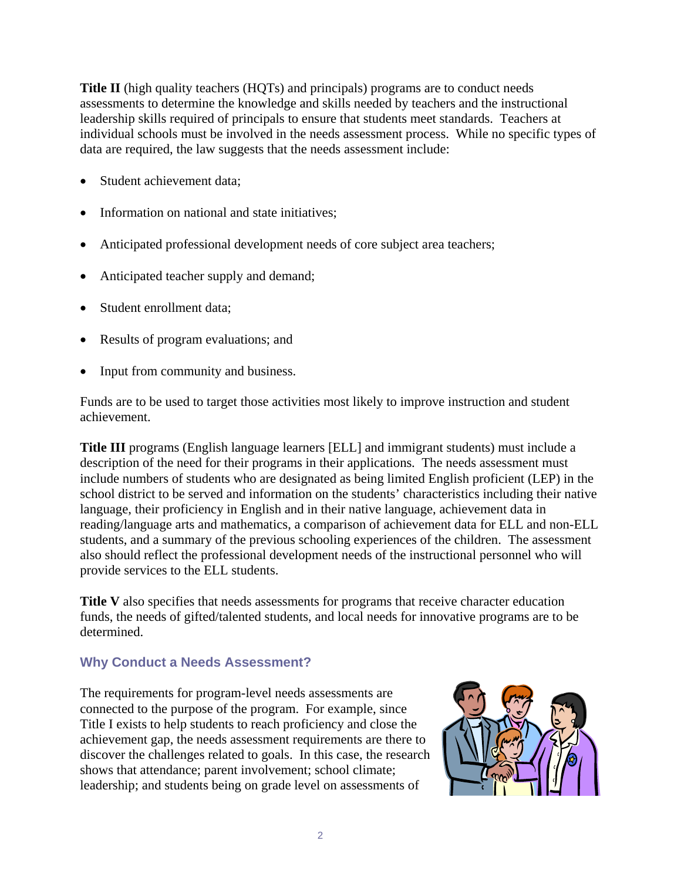**Title II** (high quality teachers (HQTs) and principals) programs are to conduct needs assessments to determine the knowledge and skills needed by teachers and the instructional leadership skills required of principals to ensure that students meet standards. Teachers at individual schools must be involved in the needs assessment process. While no specific types of data are required, the law suggests that the needs assessment include:

- Student achievement data;
- Information on national and state initiatives;
- Anticipated professional development needs of core subject area teachers;
- Anticipated teacher supply and demand;
- Student enrollment data;
- Results of program evaluations; and
- Input from community and business.

Funds are to be used to target those activities most likely to improve instruction and student achievement.

**Title III** programs (English language learners [ELL] and immigrant students) must include a description of the need for their programs in their applications. The needs assessment must include numbers of students who are designated as being limited English proficient (LEP) in the school district to be served and information on the students' characteristics including their native language, their proficiency in English and in their native language, achievement data in reading/language arts and mathematics, a comparison of achievement data for ELL and non-ELL students, and a summary of the previous schooling experiences of the children. The assessment also should reflect the professional development needs of the instructional personnel who will provide services to the ELL students.

**Title V** also specifies that needs assessments for programs that receive character education funds, the needs of gifted/talented students, and local needs for innovative programs are to be determined.

## Why Conduct a Needs Assessment?

The requirements for program-level needs assessments are connected to the purpose of the program. For example, since Title I exists to help students to reach proficiency and close the achievement gap, the needs assessment requirements are there to discover the challenges related to goals. In this case, the research shows that attendance; parent involvement; school climate; leadership; and students being on grade level on assessments of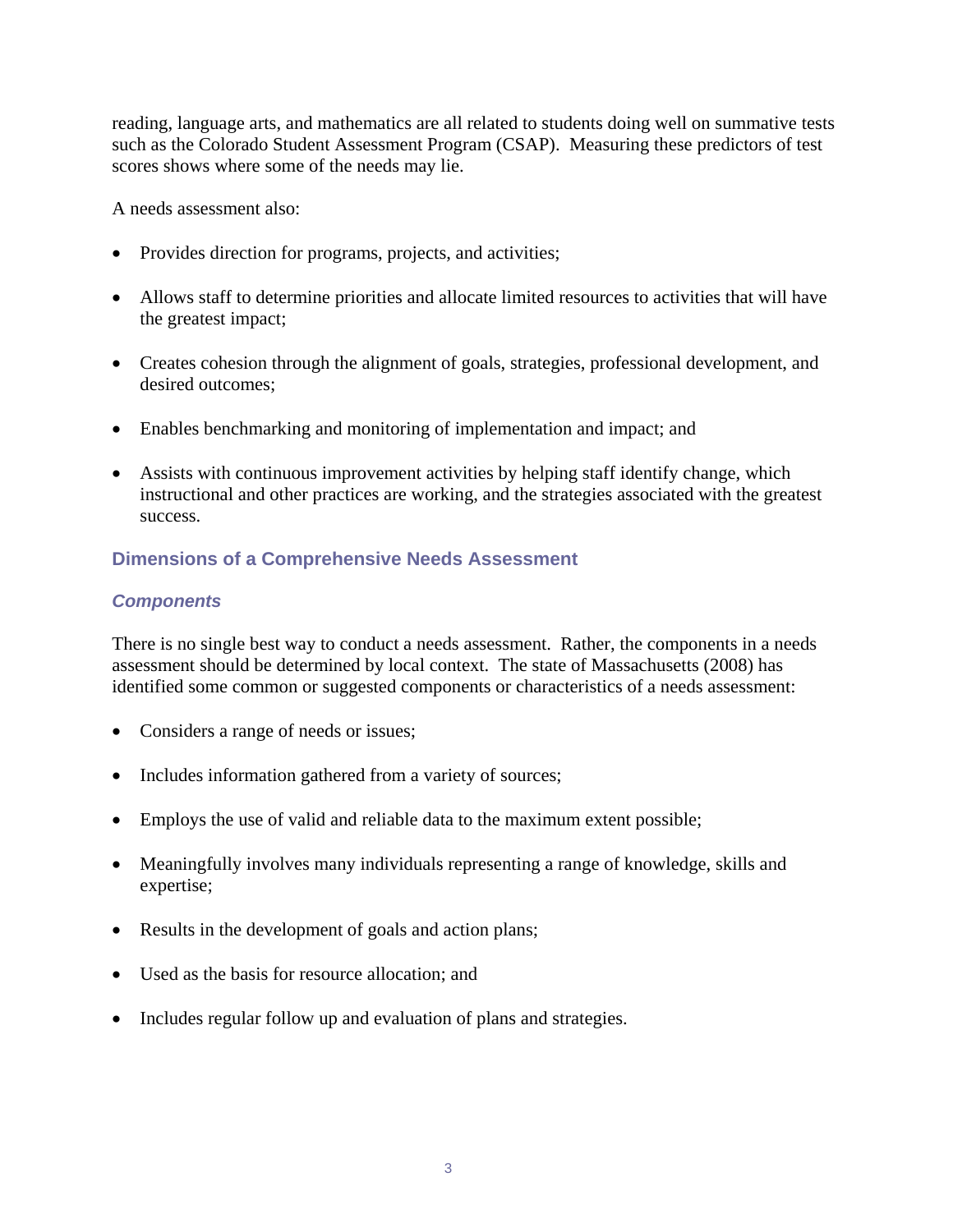reading, language arts, and mathematics are all related to students doing well on summative tests such as the Colorado Student Assessment Program (CSAP). Measuring these predictors of test scores shows where some of the needs may lie.

A needs assessment also:

- Provides direction for programs, projects, and activities;
- Allows staff to determine priorities and allocate limited resources to activities that will have the greatest impact;
- Creates cohesion through the alignment of goals, strategies, professional development, and desired outcomes;
- Enables benchmarking and monitoring of implementation and impact; and
- Assists with continuous improvement activities by helping staff identify change, which instructional and other practices are working, and the strategies associated with the greatest success.

## Dimensions of a Comprehensive Needs Assessment

### *Components*

There is no single best way to conduct a needs assessment. Rather, the components in a needs assessment should be determined by local context. The state of Massachusetts (2008) has identified some common or suggested components or characteristics of a needs assessment:

- Considers a range of needs or issues;
- Includes information gathered from a variety of sources;
- Employs the use of valid and reliable data to the maximum extent possible;
- Meaningfully involves many individuals representing a range of knowledge, skills and expertise;
- Results in the development of goals and action plans;
- Used as the basis for resource allocation; and
- Includes regular follow up and evaluation of plans and strategies.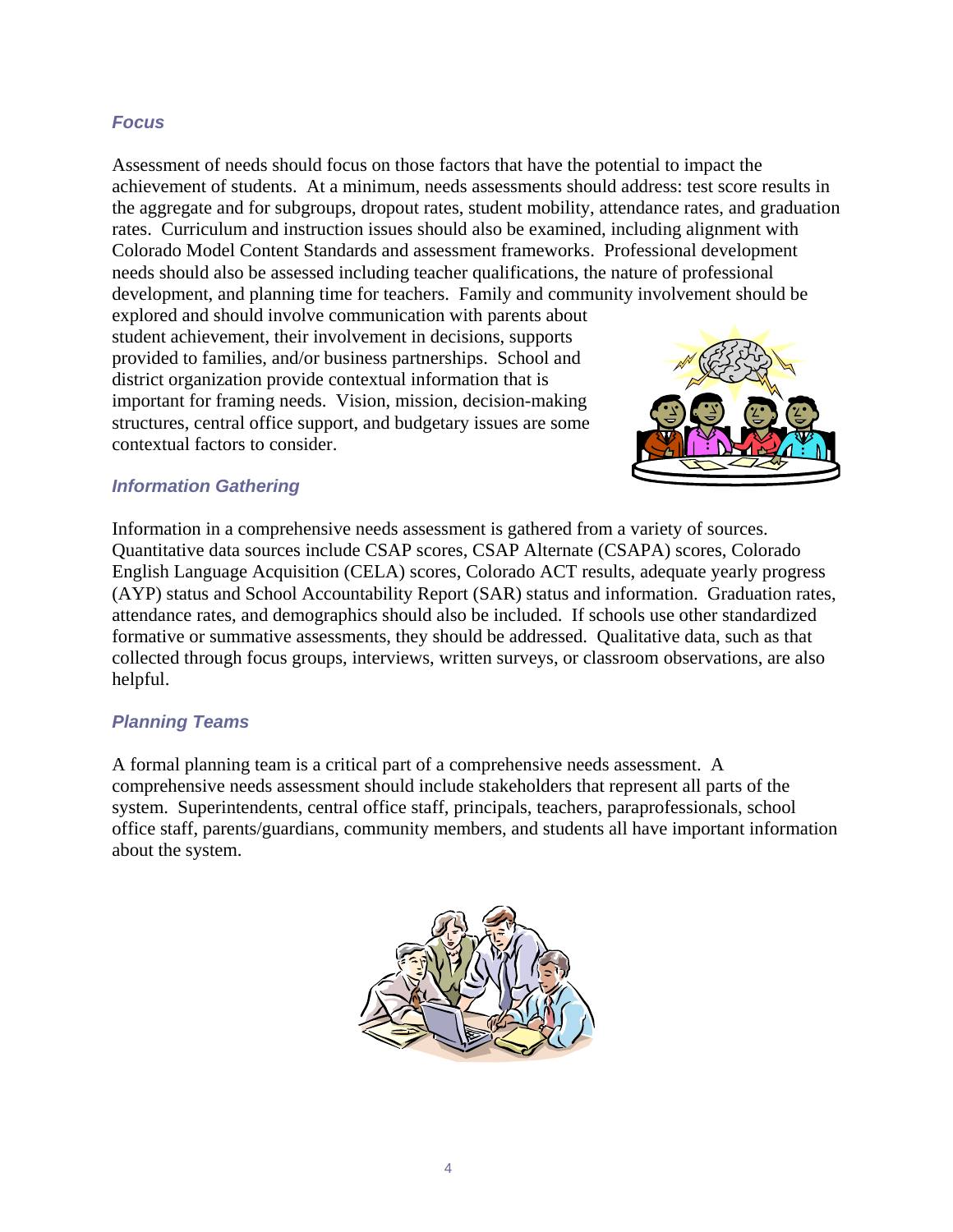### *Focus*

Assessment of needs should focus on those factors that have the potential to impact the achievement of students. At a minimum, needs assessments should address: test score results in the aggregate and for subgroups, dropout rates, student mobility, attendance rates, and graduation rates. Curriculum and instruction issues should also be examined, including alignment with Colorado Model Content Standards and assessment frameworks. Professional development needs should also be assessed including teacher qualifications, the nature of professional development, and planning time for teachers. Family and community involvement should be explored and should involve communication with parents about student achievement, their involvement in decisions, supports provided to families, and/or business partnerships. School and district organization provide contextual information that is important for framing needs. Vision, mission, decision-making structures, central office support, and budgetary issues are some contextual factors to consider.

### *Information Gathering*

Information in a comprehensive needs assessment is gathered from a variety of sources. Quantitative data sources include CSAP scores, CSAP Alternate (CSAPA) scores, Colorado English Language Acquisition (CELA) scores, Colorado ACT results, adequate yearly progress (AYP) status and School Accountability Report (SAR) status and information. Graduation rates, attendance rates, and demographics should also be included. If schools use other standardized formative or summative assessments, they should be addressed. Qualitative data, such as that collected through focus groups, interviews, written surveys, or classroom observations, are also helpful.

### *Planning Teams*

A formal planning team is a critical part of a comprehensive needs assessment. A comprehensive needs assessment should include stakeholders that represent all parts of the system. Superintendents, central office staff, principals, teachers, paraprofessionals, school office staff, parents/guardians, community members, and students all have important information about the system.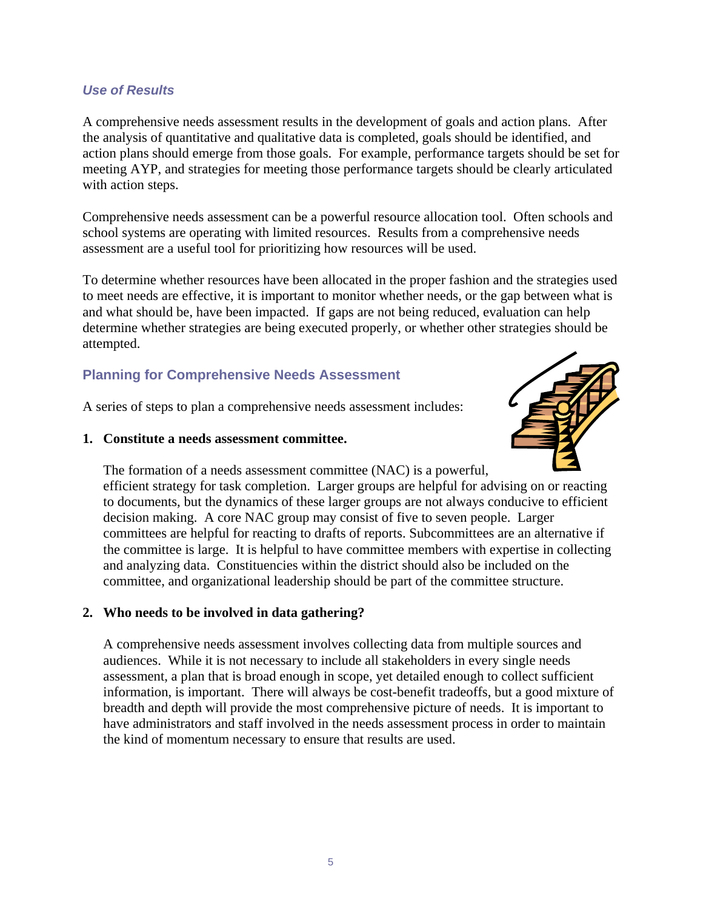### *Use of Results*

A comprehensive needs assessment results in the development of goals and action plans. After the analysis of quantitative and qualitative data is completed, goals should be identified, and action plans should emerge from those goals. For example, performance targets should be set for meeting AYP, and strategies for meeting those performance targets should be clearly articulated with action steps.

Comprehensive needs assessment can be a powerful resource allocation tool. Often schools and school systems are operating with limited resources. Results from a comprehensive needs assessment are a useful tool for prioritizing how resources will be used.

To determine whether resources have been allocated in the proper fashion and the strategies used to meet needs are effective, it is important to monitor whether needs, or the gap between what is and what should be, have been impacted. If gaps are not being reduced, evaluation can help determine whether strategies are being executed properly, or whether other strategies should be attempted.

## Planning for Comprehensive Needs Assessment

A series of steps to plan a comprehensive needs assessment includes:

1. **Constitute a needs assessment committee.**

   The formation of a needs assessment committee (NAC) is a powerful, efficient strategy for task completion. Larger groups are helpful for advising on or reacting to documents, but the dynamics of these larger groups are not always conducive to efficient decision making. A core NAC group may consist of five to seven people. Larger committees are helpful for reacting to drafts of reports. Subcommittees are an alternative if the committee is large. It is helpful to have committee members with expertise in collecting and analyzing data. Constituencies within the district should also be included on the committee, and organizational leadership should be part of the committee structure.

2. **Who needs to be involved in data gathering?**

   A comprehensive needs assessment involves collecting data from multiple sources and audiences. While it is not necessary to include all stakeholders in every single needs assessment, a plan that is broad enough in scope, yet detailed enough to collect sufficient information, is important. There will always be cost-benefit tradeoffs, but a good mixture of breadth and depth will provide the most comprehensive picture of needs. It is important to have administrators and staff involved in the needs assessment process in order to maintain the kind of momentum necessary to ensure that results are used.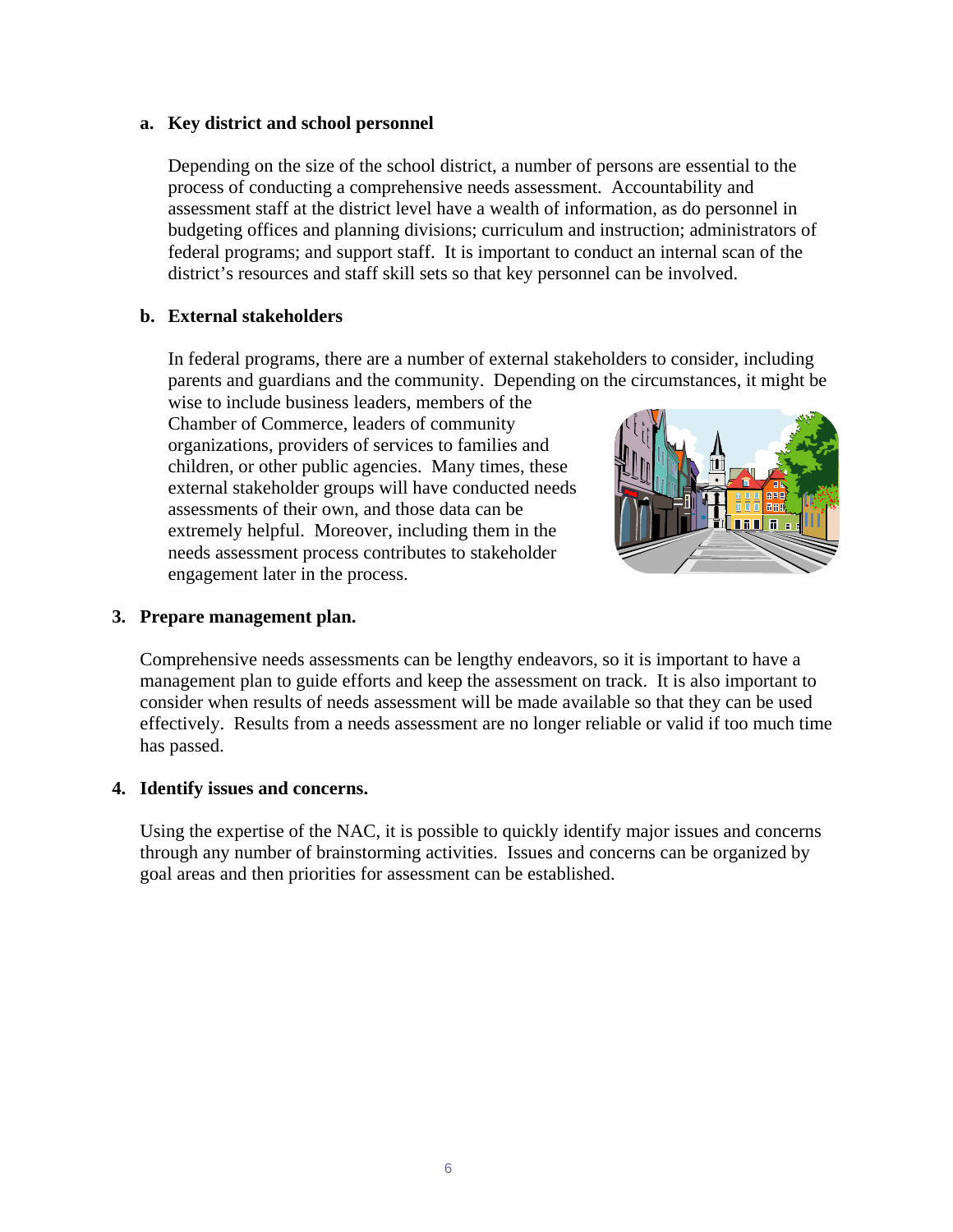**a. Key district and school personnel**

Depending on the size of the school district, a number of persons are essential to the process of conducting a comprehensive needs assessment. Accountability and assessment staff at the district level have a wealth of information, as do personnel in budgeting offices and planning divisions; curriculum and instruction; administrators of federal programs; and support staff. It is important to conduct an internal scan of the district's resources and staff skill sets so that key personnel can be involved.

**b. External stakeholders**

In federal programs, there are a number of external stakeholders to consider, including parents and guardians and the community. Depending on the circumstances, it might be wise to include business leaders, members of the Chamber of Commerce, leaders of community organizations, providers of services to families and children, or other public agencies. Many times, these external stakeholder groups will have conducted needs assessments of their own, and those data can be extremely helpful. Moreover, including them in the needs assessment process contributes to stakeholder engagement later in the process.

**3. Prepare management plan.**

Comprehensive needs assessments can be lengthy endeavors, so it is important to have a management plan to guide efforts and keep the assessment on track. It is also important to consider when results of needs assessment will be made available so that they can be used effectively. Results from a needs assessment are no longer reliable or valid if too much time has passed.

**4. Identify issues and concerns.**

Using the expertise of the NAC, it is possible to quickly identify major issues and concerns through any number of brainstorming activities. Issues and concerns can be organized by goal areas and then priorities for assessment can be established.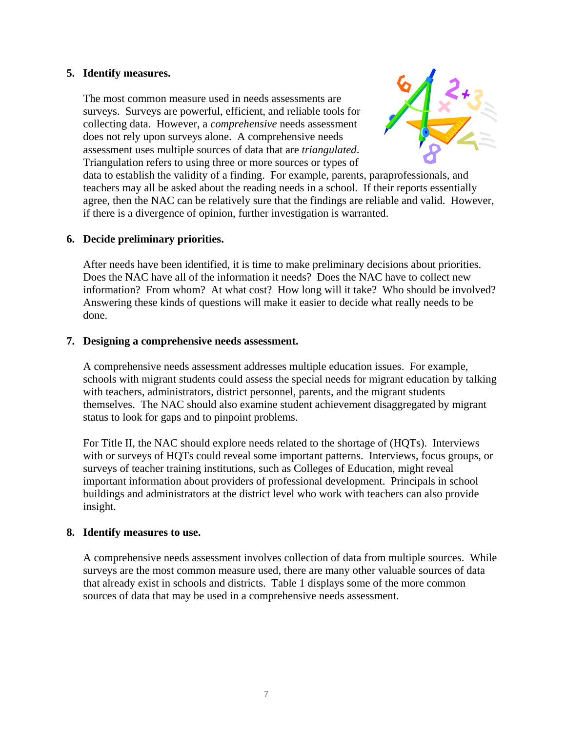5. **Identify measures.**

   The most common measure used in needs assessments are surveys. Surveys are powerful, efficient, and reliable tools for collecting data. However, a *comprehensive* needs assessment does not rely upon surveys alone. A comprehensive needs assessment uses multiple sources of data that are *triangulated*. Triangulation refers to using three or more sources or types of data to establish the validity of a finding. For example, parents, paraprofessionals, and teachers may all be asked about the reading needs in a school. If their reports essentially agree, then the NAC can be relatively sure that the findings are reliable and valid. However, if there is a divergence of opinion, further investigation is warranted.

6. **Decide preliminary priorities.**

   After needs have been identified, it is time to make preliminary decisions about priorities. Does the NAC have all of the information it needs? Does the NAC have to collect new information? From whom? At what cost? How long will it take? Who should be involved? Answering these kinds of questions will make it easier to decide what really needs to be done.

7. **Designing a comprehensive needs assessment.**

   A comprehensive needs assessment addresses multiple education issues. For example, schools with migrant students could assess the special needs for migrant education by talking with teachers, administrators, district personnel, parents, and the migrant students themselves. The NAC should also examine student achievement disaggregated by migrant status to look for gaps and to pinpoint problems.

   For Title II, the NAC should explore needs related to the shortage of (HQTs). Interviews with or surveys of HQTs could reveal some important patterns. Interviews, focus groups, or surveys of teacher training institutions, such as Colleges of Education, might reveal important information about providers of professional development. Principals in school buildings and administrators at the district level who work with teachers can also provide insight.

8. **Identify measures to use.**

   A comprehensive needs assessment involves collection of data from multiple sources. While surveys are the most common measure used, there are many other valuable sources of data that already exist in schools and districts. Table 1 displays some of the more common sources of data that may be used in a comprehensive needs assessment.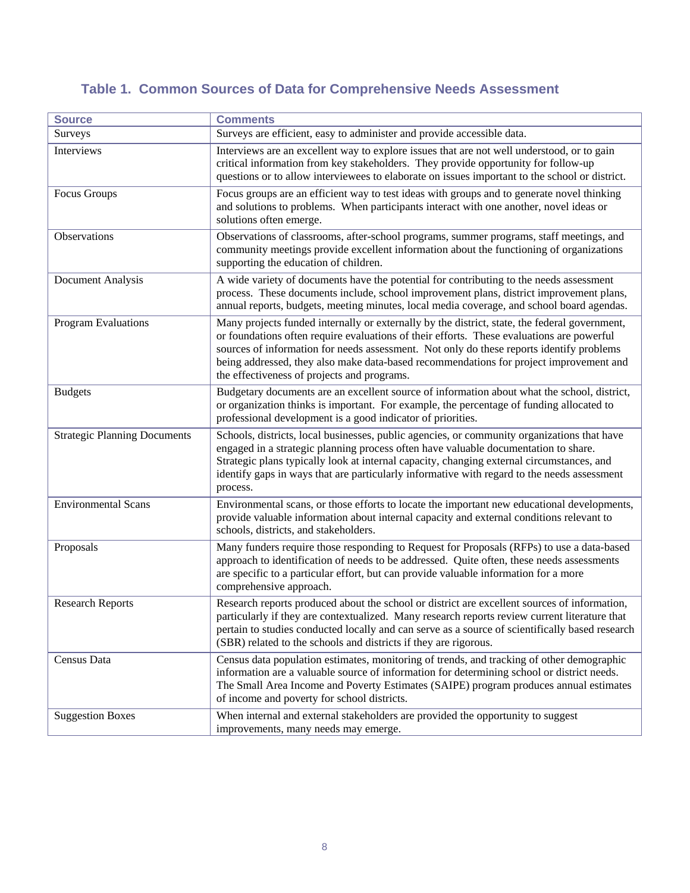### Table 1. Common Sources of Data for Comprehensive Needs Assessment

| Source | Comments |
|---|---|
| Surveys | Surveys are efficient, easy to administer and provide accessible data. |
| Interviews | Interviews are an excellent way to explore issues that are not well understood, or to gain critical information from key stakeholders. They provide opportunity for follow-up questions or to allow interviewees to elaborate on issues important to the school or district. |
| Focus Groups | Focus groups are an efficient way to test ideas with groups and to generate novel thinking and solutions to problems. When participants interact with one another, novel ideas or solutions often emerge. |
| Observations | Observations of classrooms, after-school programs, summer programs, staff meetings, and community meetings provide excellent information about the functioning of organizations supporting the education of children. |
| Document Analysis | A wide variety of documents have the potential for contributing to the needs assessment process. These documents include, school improvement plans, district improvement plans, annual reports, budgets, meeting minutes, local media coverage, and school board agendas. |
| Program Evaluations | Many projects funded internally or externally by the district, state, the federal government, or foundations often require evaluations of their efforts. These evaluations are powerful sources of information for needs assessment. Not only do these reports identify problems being addressed, they also make data-based recommendations for project improvement and the effectiveness of projects and programs. |
| Budgets | Budgetary documents are an excellent source of information about what the school, district, or organization thinks is important. For example, the percentage of funding allocated to professional development is a good indicator of priorities. |
| Strategic Planning Documents | Schools, districts, local businesses, public agencies, or community organizations that have engaged in a strategic planning process often have valuable documentation to share. Strategic plans typically look at internal capacity, changing external circumstances, and identify gaps in ways that are particularly informative with regard to the needs assessment process. |
| Environmental Scans | Environmental scans, or those efforts to locate the important new educational developments, provide valuable information about internal capacity and external conditions relevant to schools, districts, and stakeholders. |
| Proposals | Many funders require those responding to Request for Proposals (RFPs) to use a data-based approach to identification of needs to be addressed. Quite often, these needs assessments are specific to a particular effort, but can provide valuable information for a more comprehensive approach. |
| Research Reports | Research reports produced about the school or district are excellent sources of information, particularly if they are contextualized. Many research reports review current literature that pertain to studies conducted locally and can serve as a source of scientifically based research (SBR) related to the schools and districts if they are rigorous. |
| Census Data | Census data population estimates, monitoring of trends, and tracking of other demographic information are a valuable source of information for determining school or district needs. The Small Area Income and Poverty Estimates (SAIPE) program produces annual estimates of income and poverty for school districts. |
| Suggestion Boxes | When internal and external stakeholders are provided the opportunity to suggest improvements, many needs may emerge. |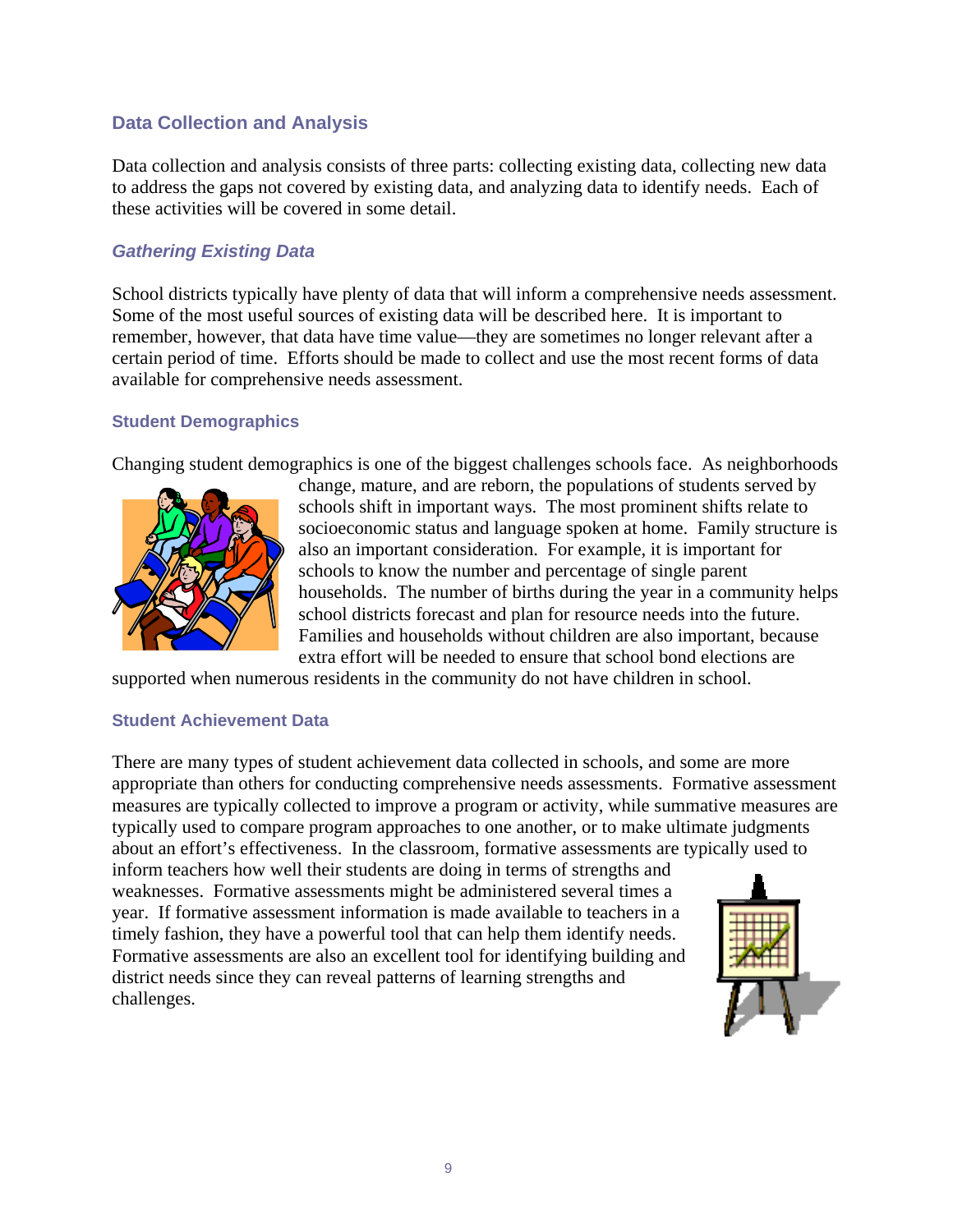## Data Collection and Analysis

Data collection and analysis consists of three parts: collecting existing data, collecting new data to address the gaps not covered by existing data, and analyzing data to identify needs. Each of these activities will be covered in some detail.

### *Gathering Existing Data*

School districts typically have plenty of data that will inform a comprehensive needs assessment. Some of the most useful sources of existing data will be described here. It is important to remember, however, that data have time value—they are sometimes no longer relevant after a certain period of time. Efforts should be made to collect and use the most recent forms of data available for comprehensive needs assessment.

#### Student Demographics

Changing student demographics is one of the biggest challenges schools face. As neighborhoods change, mature, and are reborn, the populations of students served by schools shift in important ways. The most prominent shifts relate to socioeconomic status and language spoken at home. Family structure is also an important consideration. For example, it is important for schools to know the number and percentage of single parent households. The number of births during the year in a community helps school districts forecast and plan for resource needs into the future. Families and households without children are also important, because extra effort will be needed to ensure that school bond elections are supported when numerous residents in the community do not have children in school.

#### Student Achievement Data

There are many types of student achievement data collected in schools, and some are more appropriate than others for conducting comprehensive needs assessments. Formative assessment measures are typically collected to improve a program or activity, while summative measures are typically used to compare program approaches to one another, or to make ultimate judgments about an effort's effectiveness. In the classroom, formative assessments are typically used to inform teachers how well their students are doing in terms of strengths and weaknesses. Formative assessments might be administered several times a year. If formative assessment information is made available to teachers in a timely fashion, they have a powerful tool that can help them identify needs. Formative assessments are also an excellent tool for identifying building and district needs since they can reveal patterns of learning strengths and challenges.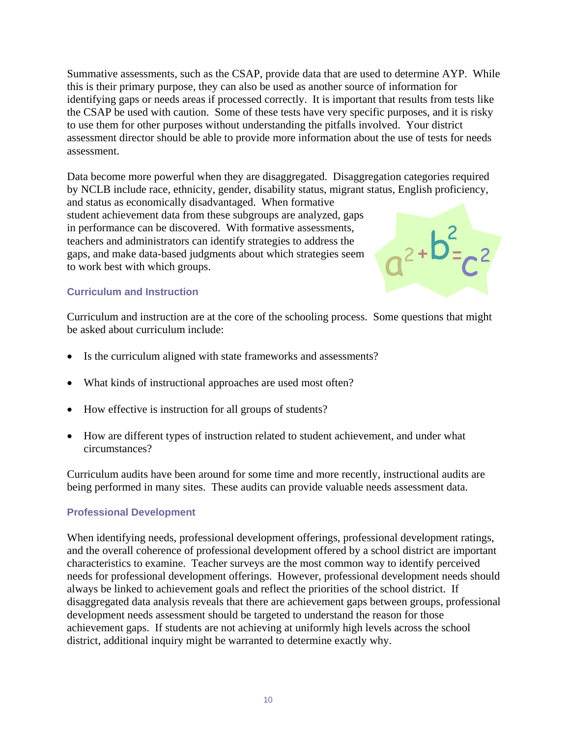Summative assessments, such as the CSAP, provide data that are used to determine AYP. While this is their primary purpose, they can also be used as another source of information for identifying gaps or needs areas if processed correctly. It is important that results from tests like the CSAP be used with caution. Some of these tests have very specific purposes, and it is risky to use them for other purposes without understanding the pitfalls involved. Your district assessment director should be able to provide more information about the use of tests for needs assessment.

Data become more powerful when they are disaggregated. Disaggregation categories required by NCLB include race, ethnicity, gender, disability status, migrant status, English proficiency, and status as economically disadvantaged. When formative student achievement data from these subgroups are analyzed, gaps in performance can be discovered. With formative assessments, teachers and administrators can identify strategies to address the gaps, and make data-based judgments about which strategies seem to work best with which groups.

### Curriculum and Instruction

Curriculum and instruction are at the core of the schooling process. Some questions that might be asked about curriculum include:

- Is the curriculum aligned with state frameworks and assessments?
- What kinds of instructional approaches are used most often?
- How effective is instruction for all groups of students?
- How are different types of instruction related to student achievement, and under what circumstances?

Curriculum audits have been around for some time and more recently, instructional audits are being performed in many sites. These audits can provide valuable needs assessment data.

### Professional Development

When identifying needs, professional development offerings, professional development ratings, and the overall coherence of professional development offered by a school district are important characteristics to examine. Teacher surveys are the most common way to identify perceived needs for professional development offerings. However, professional development needs should always be linked to achievement goals and reflect the priorities of the school district. If disaggregated data analysis reveals that there are achievement gaps between groups, professional development needs assessment should be targeted to understand the reason for those achievement gaps. If students are not achieving at uniformly high levels across the school district, additional inquiry might be warranted to determine exactly why.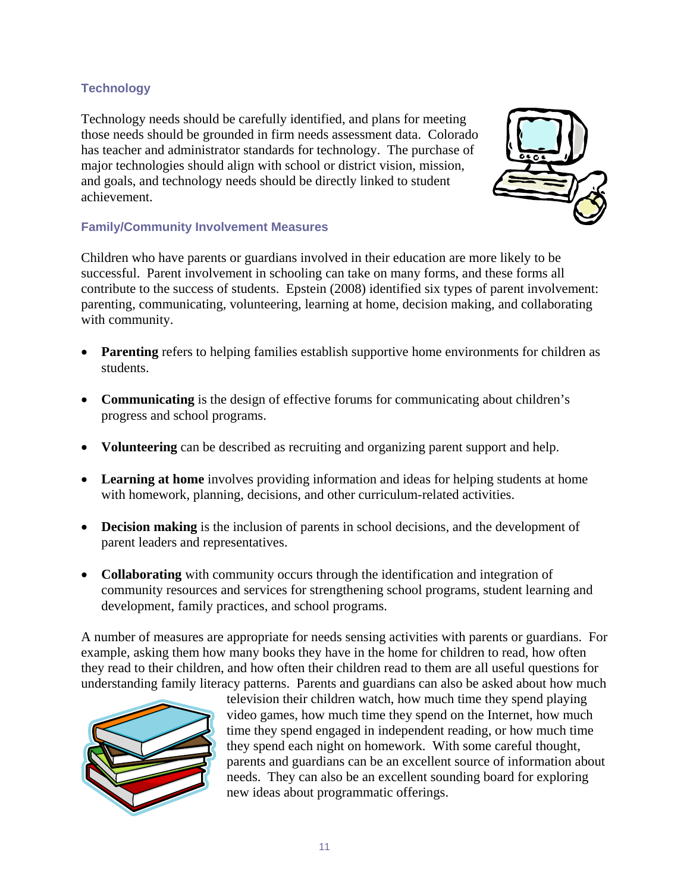### Technology

Technology needs should be carefully identified, and plans for meeting those needs should be grounded in firm needs assessment data. Colorado has teacher and administrator standards for technology. The purchase of major technologies should align with school or district vision, mission, and goals, and technology needs should be directly linked to student achievement.

### Family/Community Involvement Measures

Children who have parents or guardians involved in their education are more likely to be successful. Parent involvement in schooling can take on many forms, and these forms all contribute to the success of students. Epstein (2008) identified six types of parent involvement: parenting, communicating, volunteering, learning at home, decision making, and collaborating with community.

- **Parenting** refers to helping families establish supportive home environments for children as students.
- **Communicating** is the design of effective forums for communicating about children's progress and school programs.
- **Volunteering** can be described as recruiting and organizing parent support and help.
- **Learning at home** involves providing information and ideas for helping students at home with homework, planning, decisions, and other curriculum-related activities.
- **Decision making** is the inclusion of parents in school decisions, and the development of parent leaders and representatives.
- **Collaborating** with community occurs through the identification and integration of community resources and services for strengthening school programs, student learning and development, family practices, and school programs.

A number of measures are appropriate for needs sensing activities with parents or guardians. For example, asking them how many books they have in the home for children to read, how often they read to their children, and how often their children read to them are all useful questions for understanding family literacy patterns. Parents and guardians can also be asked about how much television their children watch, how much time they spend playing video games, how much time they spend on the Internet, how much time they spend engaged in independent reading, or how much time they spend each night on homework. With some careful thought, parents and guardians can be an excellent source of information about needs. They can also be an excellent sounding board for exploring new ideas about programmatic offerings.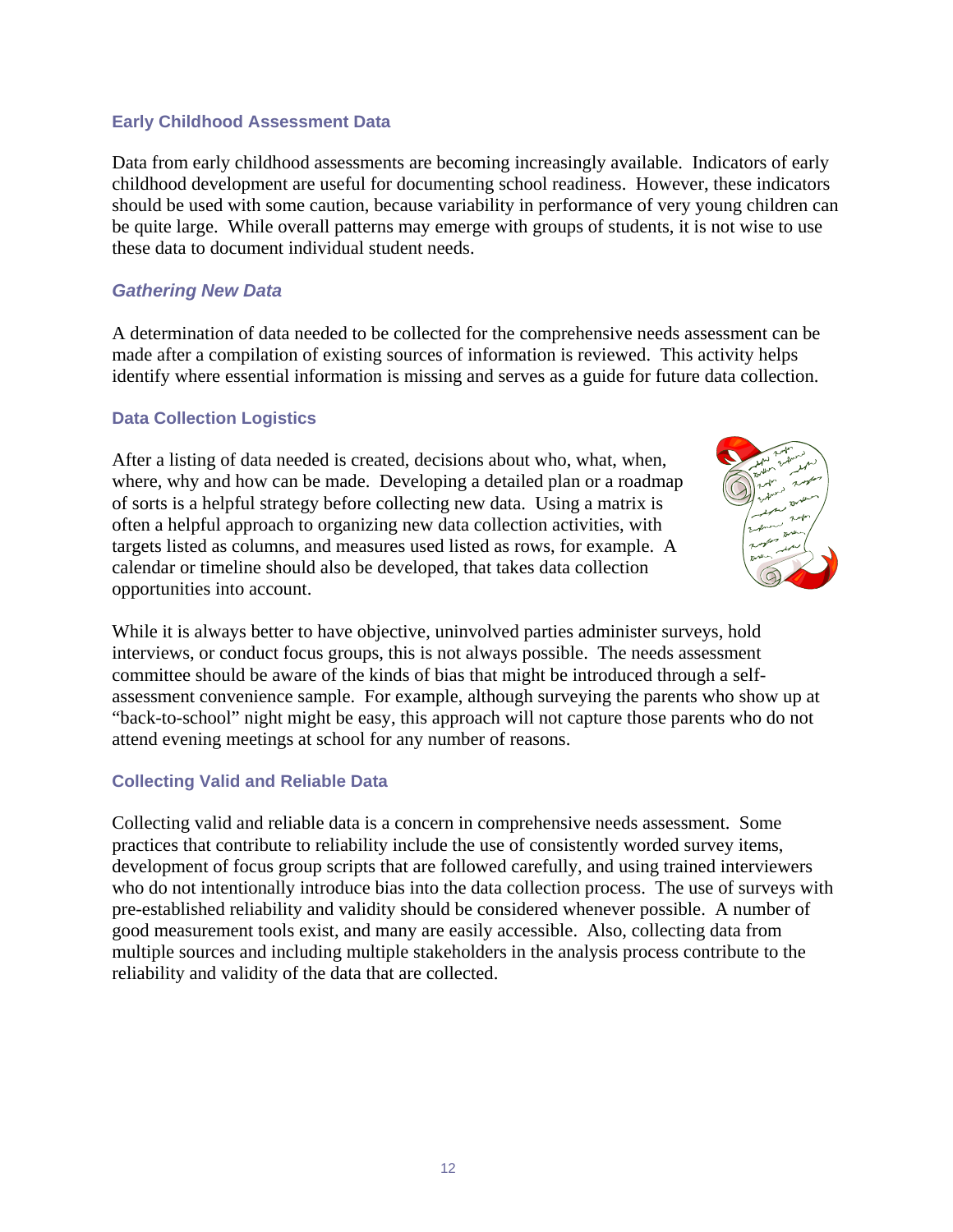### Early Childhood Assessment Data

Data from early childhood assessments are becoming increasingly available. Indicators of early childhood development are useful for documenting school readiness. However, these indicators should be used with some caution, because variability in performance of very young children can be quite large. While overall patterns may emerge with groups of students, it is not wise to use these data to document individual student needs.

## *Gathering New Data*

A determination of data needed to be collected for the comprehensive needs assessment can be made after a compilation of existing sources of information is reviewed. This activity helps identify where essential information is missing and serves as a guide for future data collection.

### Data Collection Logistics

After a listing of data needed is created, decisions about who, what, when, where, why and how can be made. Developing a detailed plan or a roadmap of sorts is a helpful strategy before collecting new data. Using a matrix is often a helpful approach to organizing new data collection activities, with targets listed as columns, and measures used listed as rows, for example. A calendar or timeline should also be developed, that takes data collection opportunities into account.

While it is always better to have objective, uninvolved parties administer surveys, hold interviews, or conduct focus groups, this is not always possible. The needs assessment committee should be aware of the kinds of bias that might be introduced through a self-assessment convenience sample. For example, although surveying the parents who show up at "back-to-school" night might be easy, this approach will not capture those parents who do not attend evening meetings at school for any number of reasons.

### Collecting Valid and Reliable Data

Collecting valid and reliable data is a concern in comprehensive needs assessment. Some practices that contribute to reliability include the use of consistently worded survey items, development of focus group scripts that are followed carefully, and using trained interviewers who do not intentionally introduce bias into the data collection process. The use of surveys with pre-established reliability and validity should be considered whenever possible. A number of good measurement tools exist, and many are easily accessible. Also, collecting data from multiple sources and including multiple stakeholders in the analysis process contribute to the reliability and validity of the data that are collected.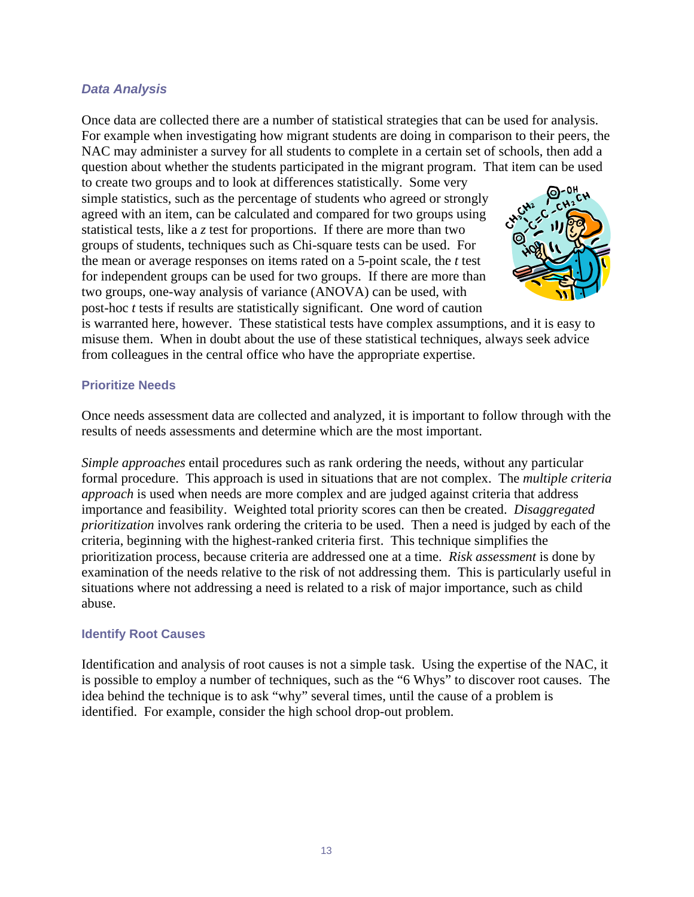### *Data Analysis*

Once data are collected there are a number of statistical strategies that can be used for analysis. For example when investigating how migrant students are doing in comparison to their peers, the NAC may administer a survey for all students to complete in a certain set of schools, then add a question about whether the students participated in the migrant program. That item can be used to create two groups and to look at differences statistically. Some very simple statistics, such as the percentage of students who agreed or strongly agreed with an item, can be calculated and compared for two groups using statistical tests, like a $z$ test for proportions. If there are more than two groups of students, techniques such as Chi-square tests can be used. For the mean or average responses on items rated on a 5-point scale, the $t$ test for independent groups can be used for two groups. If there are more than two groups, one-way analysis of variance (ANOVA) can be used, with post-hoc $t$ tests if results are statistically significant. One word of caution is warranted here, however. These statistical tests have complex assumptions, and it is easy to misuse them. When in doubt about the use of these statistical techniques, always seek advice from colleagues in the central office who have the appropriate expertise.

### Prioritize Needs

Once needs assessment data are collected and analyzed, it is important to follow through with the results of needs assessments and determine which are the most important.

*Simple approaches* entail procedures such as rank ordering the needs, without any particular formal procedure. This approach is used in situations that are not complex. The *multiple criteria approach* is used when needs are more complex and are judged against criteria that address importance and feasibility. Weighted total priority scores can then be created. *Disaggregated prioritization* involves rank ordering the criteria to be used. Then a need is judged by each of the criteria, beginning with the highest-ranked criteria first. This technique simplifies the prioritization process, because criteria are addressed one at a time. *Risk assessment* is done by examination of the needs relative to the risk of not addressing them. This is particularly useful in situations where not addressing a need is related to a risk of major importance, such as child abuse.

### Identify Root Causes

Identification and analysis of root causes is not a simple task. Using the expertise of the NAC, it is possible to employ a number of techniques, such as the "6 Whys" to discover root causes. The idea behind the technique is to ask "why" several times, until the cause of a problem is identified. For example, consider the high school drop-out problem.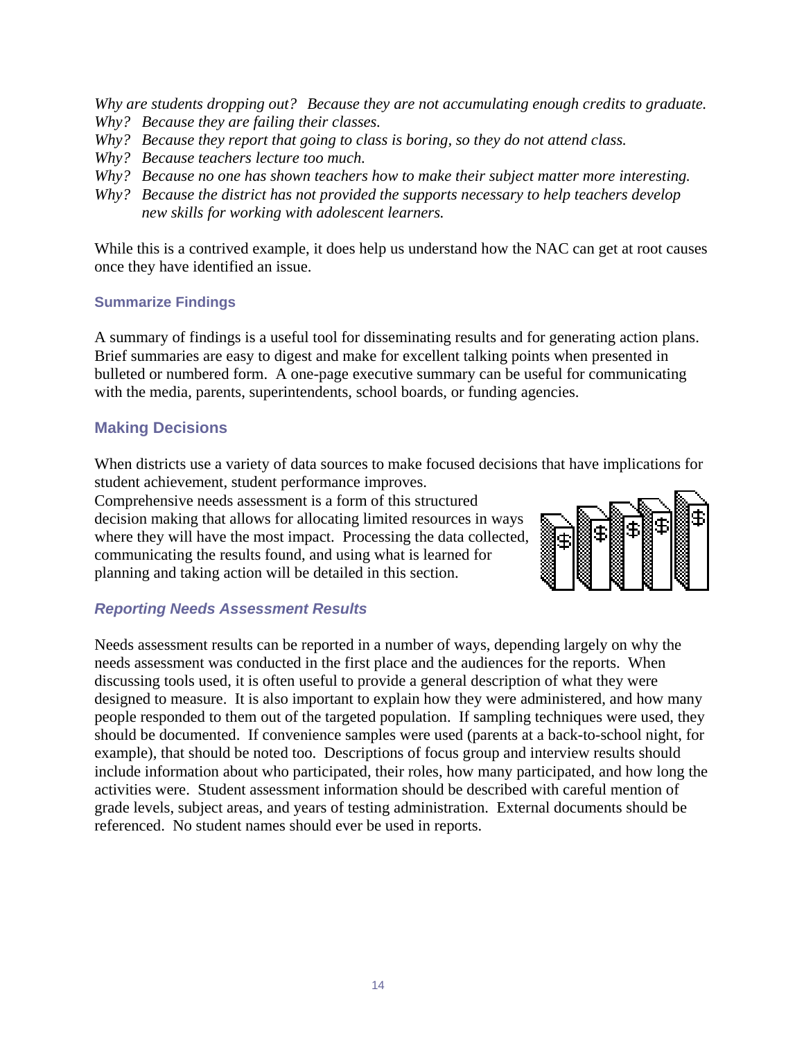*Why are students dropping out? Because they are not accumulating enough credits to graduate.*
*Why? Because they are failing their classes.*
*Why? Because they report that going to class is boring, so they do not attend class.*
*Why? Because teachers lecture too much.*
*Why? Because no one has shown teachers how to make their subject matter more interesting.*
*Why? Because the district has not provided the supports necessary to help teachers develop new skills for working with adolescent learners.*

While this is a contrived example, it does help us understand how the NAC can get at root causes once they have identified an issue.

#### Summarize Findings

A summary of findings is a useful tool for disseminating results and for generating action plans. Brief summaries are easy to digest and make for excellent talking points when presented in bulleted or numbered form. A one-page executive summary can be useful for communicating with the media, parents, superintendents, school boards, or funding agencies.

## Making Decisions

When districts use a variety of data sources to make focused decisions that have implications for student achievement, student performance improves.
Comprehensive needs assessment is a form of this structured decision making that allows for allocating limited resources in ways where they will have the most impact. Processing the data collected, communicating the results found, and using what is learned for planning and taking action will be detailed in this section.

### *Reporting Needs Assessment Results*

Needs assessment results can be reported in a number of ways, depending largely on why the needs assessment was conducted in the first place and the audiences for the reports. When discussing tools used, it is often useful to provide a general description of what they were designed to measure. It is also important to explain how they were administered, and how many people responded to them out of the targeted population. If sampling techniques were used, they should be documented. If convenience samples were used (parents at a back-to-school night, for example), that should be noted too. Descriptions of focus group and interview results should include information about who participated, their roles, how many participated, and how long the activities were. Student assessment information should be described with careful mention of grade levels, subject areas, and years of testing administration. External documents should be referenced. No student names should ever be used in reports.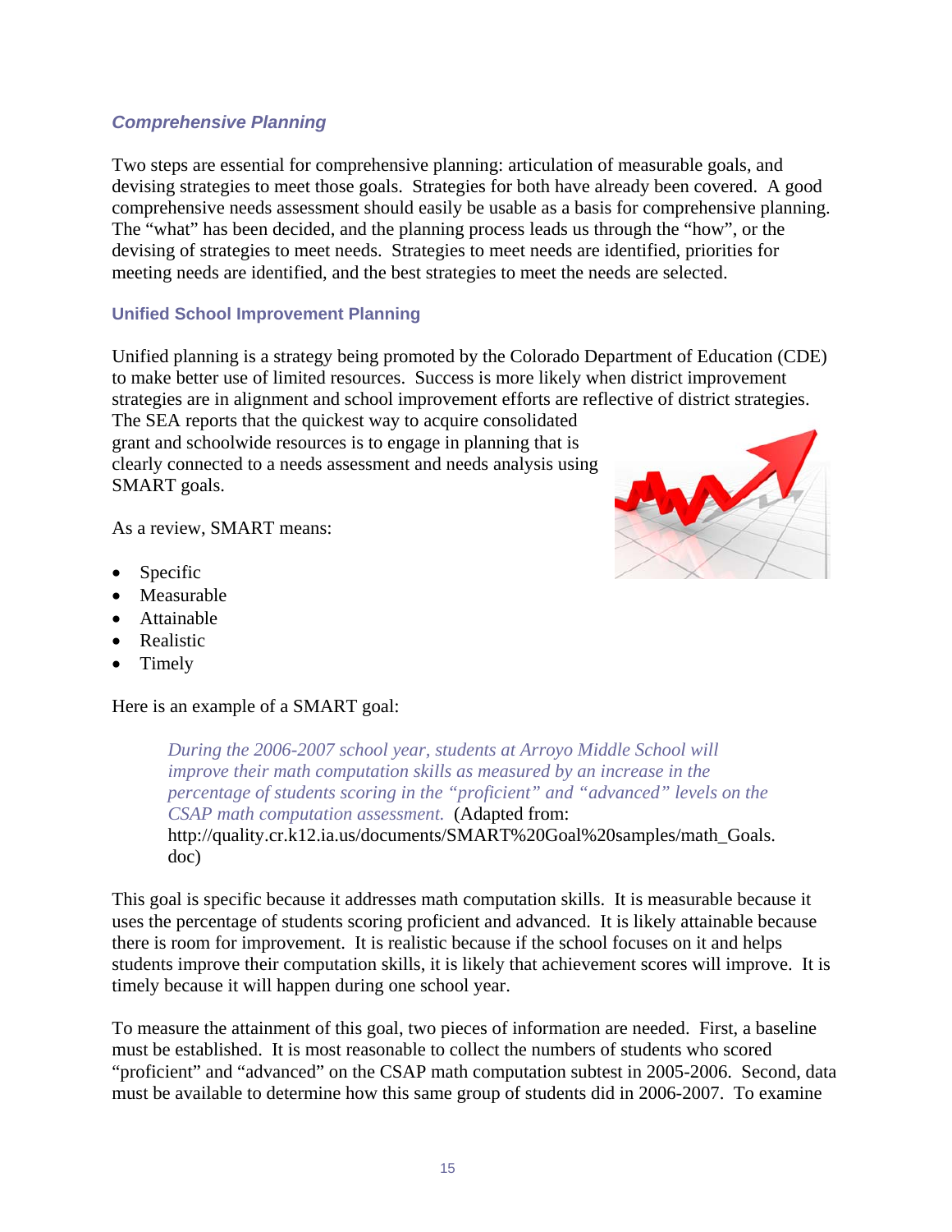### *Comprehensive Planning*

Two steps are essential for comprehensive planning: articulation of measurable goals, and devising strategies to meet those goals. Strategies for both have already been covered. A good comprehensive needs assessment should easily be usable as a basis for comprehensive planning. The "what" has been decided, and the planning process leads us through the "how", or the devising of strategies to meet needs. Strategies to meet needs are identified, priorities for meeting needs are identified, and the best strategies to meet the needs are selected.

#### Unified School Improvement Planning

Unified planning is a strategy being promoted by the Colorado Department of Education (CDE) to make better use of limited resources. Success is more likely when district improvement strategies are in alignment and school improvement efforts are reflective of district strategies. The SEA reports that the quickest way to acquire consolidated grant and schoolwide resources is to engage in planning that is clearly connected to a needs assessment and needs analysis using SMART goals.

As a review, SMART means:

- Specific
- Measurable
- Attainable
- Realistic
- Timely

Here is an example of a SMART goal:

> *During the 2006-2007 school year, students at Arroyo Middle School will improve their math computation skills as measured by an increase in the percentage of students scoring in the "proficient" and "advanced" levels on the CSAP math computation assessment.* (Adapted from: http://quality.cr.k12.ia.us/documents/SMART%20Goal%20samples/math_Goals.doc)

This goal is specific because it addresses math computation skills. It is measurable because it uses the percentage of students scoring proficient and advanced. It is likely attainable because there is room for improvement. It is realistic because if the school focuses on it and helps students improve their computation skills, it is likely that achievement scores will improve. It is timely because it will happen during one school year.

To measure the attainment of this goal, two pieces of information are needed. First, a baseline must be established. It is most reasonable to collect the numbers of students who scored "proficient" and "advanced" on the CSAP math computation subtest in 2005-2006. Second, data must be available to determine how this same group of students did in 2006-2007. To examine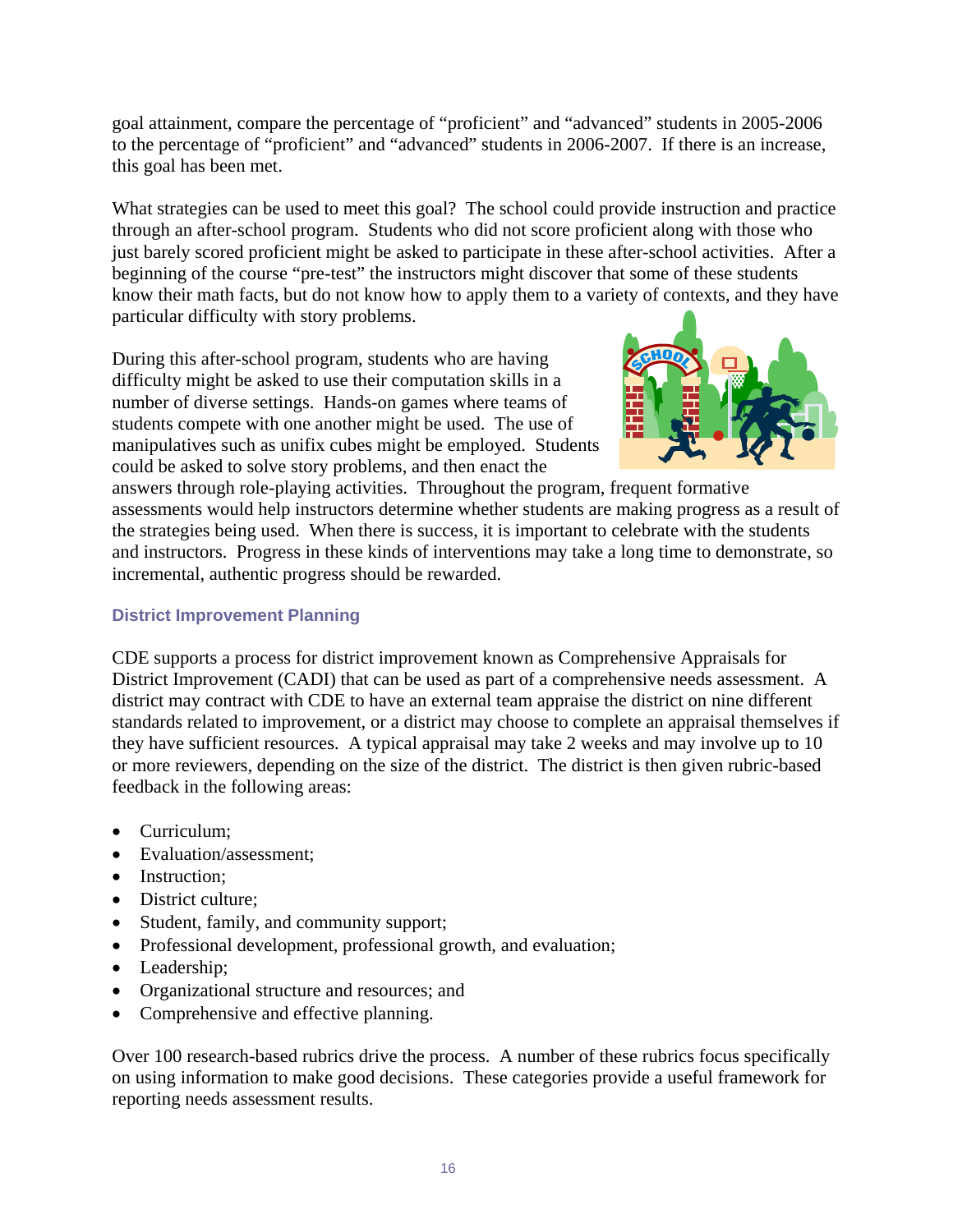goal attainment, compare the percentage of "proficient" and "advanced" students in 2005-2006 to the percentage of "proficient" and "advanced" students in 2006-2007. If there is an increase, this goal has been met.

What strategies can be used to meet this goal? The school could provide instruction and practice through an after-school program. Students who did not score proficient along with those who just barely scored proficient might be asked to participate in these after-school activities. After a beginning of the course "pre-test" the instructors might discover that some of these students know their math facts, but do not know how to apply them to a variety of contexts, and they have particular difficulty with story problems.

During this after-school program, students who are having difficulty might be asked to use their computation skills in a number of diverse settings. Hands-on games where teams of students compete with one another might be used. The use of manipulatives such as unifix cubes might be employed. Students could be asked to solve story problems, and then enact the answers through role-playing activities. Throughout the program, frequent formative assessments would help instructors determine whether students are making progress as a result of the strategies being used. When there is success, it is important to celebrate with the students and instructors. Progress in these kinds of interventions may take a long time to demonstrate, so incremental, authentic progress should be rewarded.

### District Improvement Planning

CDE supports a process for district improvement known as Comprehensive Appraisals for District Improvement (CADI) that can be used as part of a comprehensive needs assessment. A district may contract with CDE to have an external team appraise the district on nine different standards related to improvement, or a district may choose to complete an appraisal themselves if they have sufficient resources. A typical appraisal may take 2 weeks and may involve up to 10 or more reviewers, depending on the size of the district. The district is then given rubric-based feedback in the following areas:

- Curriculum;
- Evaluation/assessment;
- Instruction;
- District culture;
- Student, family, and community support;
- Professional development, professional growth, and evaluation;
- Leadership;
- Organizational structure and resources; and
- Comprehensive and effective planning.

Over 100 research-based rubrics drive the process. A number of these rubrics focus specifically on using information to make good decisions. These categories provide a useful framework for reporting needs assessment results.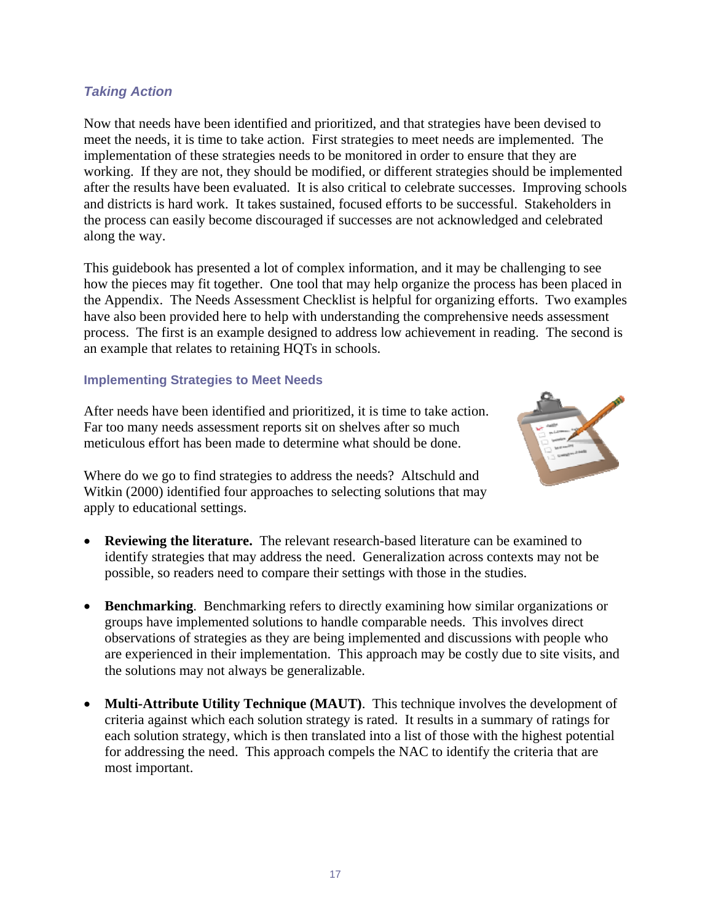## *Taking Action*

Now that needs have been identified and prioritized, and that strategies have been devised to meet the needs, it is time to take action. First strategies to meet needs are implemented. The implementation of these strategies needs to be monitored in order to ensure that they are working. If they are not, they should be modified, or different strategies should be implemented after the results have been evaluated. It is also critical to celebrate successes. Improving schools and districts is hard work. It takes sustained, focused efforts to be successful. Stakeholders in the process can easily become discouraged if successes are not acknowledged and celebrated along the way.

This guidebook has presented a lot of complex information, and it may be challenging to see how the pieces may fit together. One tool that may help organize the process has been placed in the Appendix. The Needs Assessment Checklist is helpful for organizing efforts. Two examples have also been provided here to help with understanding the comprehensive needs assessment process. The first is an example designed to address low achievement in reading. The second is an example that relates to retaining HQTs in schools.

### Implementing Strategies to Meet Needs

After needs have been identified and prioritized, it is time to take action. Far too many needs assessment reports sit on shelves after so much meticulous effort has been made to determine what should be done.

Where do we go to find strategies to address the needs? Altschuld and Witkin (2000) identified four approaches to selecting solutions that may apply to educational settings.

- **Reviewing the literature.** The relevant research-based literature can be examined to identify strategies that may address the need. Generalization across contexts may not be possible, so readers need to compare their settings with those in the studies.
- **Benchmarking**. Benchmarking refers to directly examining how similar organizations or groups have implemented solutions to handle comparable needs. This involves direct observations of strategies as they are being implemented and discussions with people who are experienced in their implementation. This approach may be costly due to site visits, and the solutions may not always be generalizable.
- **Multi-Attribute Utility Technique (MAUT)**. This technique involves the development of criteria against which each solution strategy is rated. It results in a summary of ratings for each solution strategy, which is then translated into a list of those with the highest potential for addressing the need. This approach compels the NAC to identify the criteria that are most important.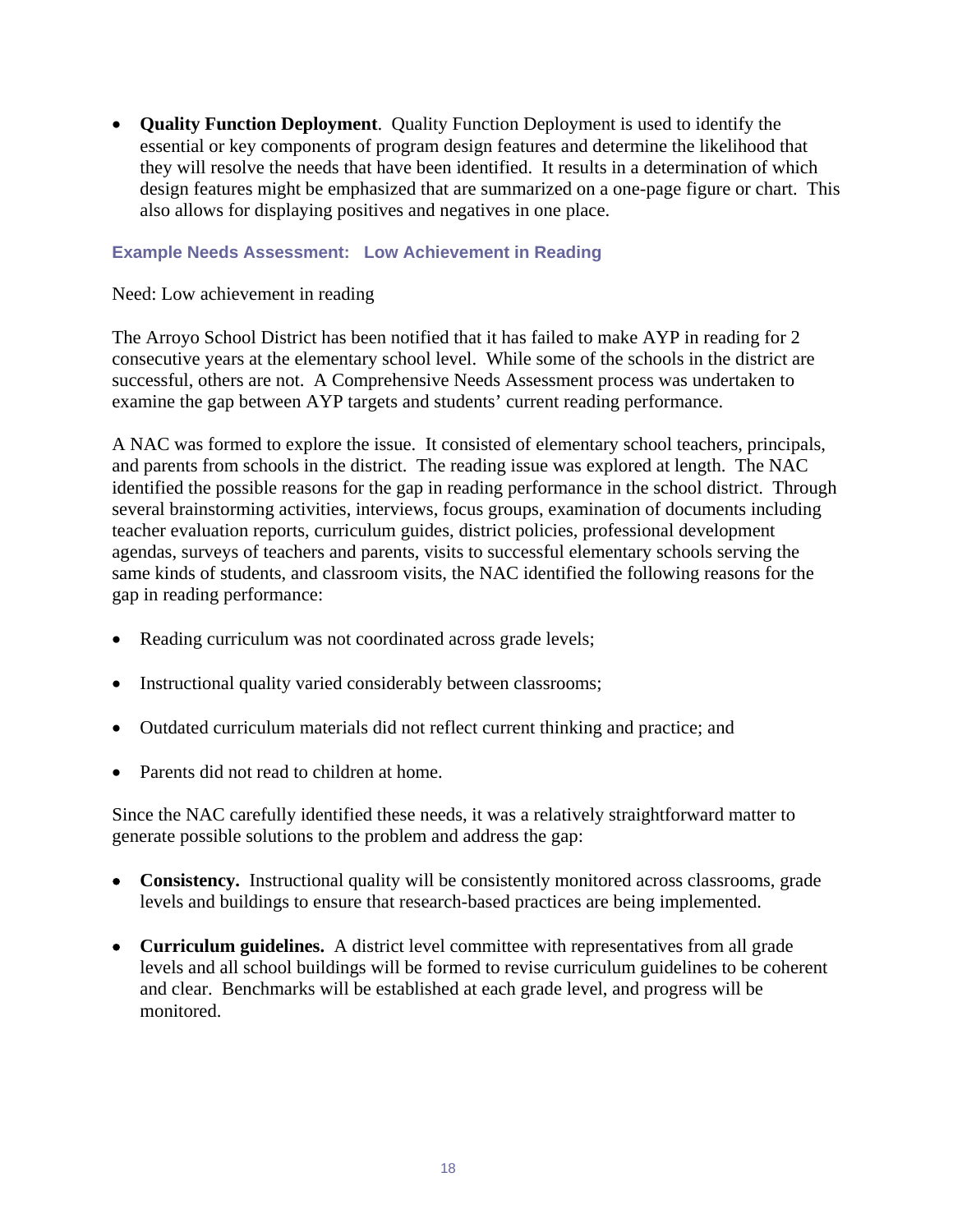- **Quality Function Deployment**. Quality Function Deployment is used to identify the essential or key components of program design features and determine the likelihood that they will resolve the needs that have been identified. It results in a determination of which design features might be emphasized that are summarized on a one-page figure or chart. This also allows for displaying positives and negatives in one place.

### Example Needs Assessment: Low Achievement in Reading

Need: Low achievement in reading

The Arroyo School District has been notified that it has failed to make AYP in reading for 2 consecutive years at the elementary school level. While some of the schools in the district are successful, others are not. A Comprehensive Needs Assessment process was undertaken to examine the gap between AYP targets and students' current reading performance.

A NAC was formed to explore the issue. It consisted of elementary school teachers, principals, and parents from schools in the district. The reading issue was explored at length. The NAC identified the possible reasons for the gap in reading performance in the school district. Through several brainstorming activities, interviews, focus groups, examination of documents including teacher evaluation reports, curriculum guides, district policies, professional development agendas, surveys of teachers and parents, visits to successful elementary schools serving the same kinds of students, and classroom visits, the NAC identified the following reasons for the gap in reading performance:

- Reading curriculum was not coordinated across grade levels;
- Instructional quality varied considerably between classrooms;
- Outdated curriculum materials did not reflect current thinking and practice; and
- Parents did not read to children at home.

Since the NAC carefully identified these needs, it was a relatively straightforward matter to generate possible solutions to the problem and address the gap:

- **Consistency.** Instructional quality will be consistently monitored across classrooms, grade levels and buildings to ensure that research-based practices are being implemented.
- **Curriculum guidelines.** A district level committee with representatives from all grade levels and all school buildings will be formed to revise curriculum guidelines to be coherent and clear. Benchmarks will be established at each grade level, and progress will be monitored.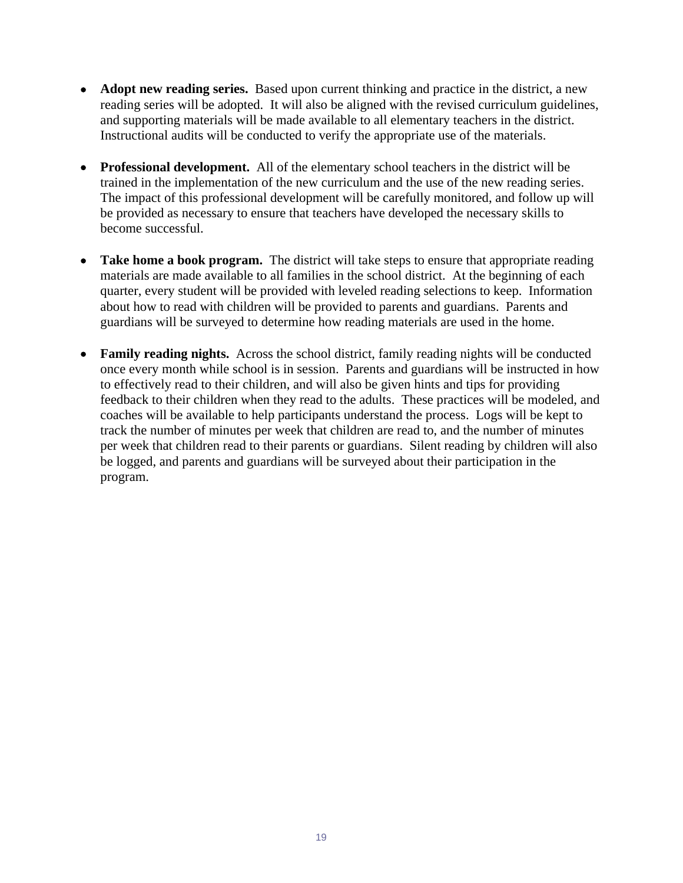- **Adopt new reading series.** Based upon current thinking and practice in the district, a new reading series will be adopted. It will also be aligned with the revised curriculum guidelines, and supporting materials will be made available to all elementary teachers in the district. Instructional audits will be conducted to verify the appropriate use of the materials.

- **Professional development.** All of the elementary school teachers in the district will be trained in the implementation of the new curriculum and the use of the new reading series. The impact of this professional development will be carefully monitored, and follow up will be provided as necessary to ensure that teachers have developed the necessary skills to become successful.

- **Take home a book program.** The district will take steps to ensure that appropriate reading materials are made available to all families in the school district. At the beginning of each quarter, every student will be provided with leveled reading selections to keep. Information about how to read with children will be provided to parents and guardians. Parents and guardians will be surveyed to determine how reading materials are used in the home.

- **Family reading nights.** Across the school district, family reading nights will be conducted once every month while school is in session. Parents and guardians will be instructed in how to effectively read to their children, and will also be given hints and tips for providing feedback to their children when they read to the adults. These practices will be modeled, and coaches will be available to help participants understand the process. Logs will be kept to track the number of minutes per week that children are read to, and the number of minutes per week that children read to their parents or guardians. Silent reading by children will also be logged, and parents and guardians will be surveyed about their participation in the program.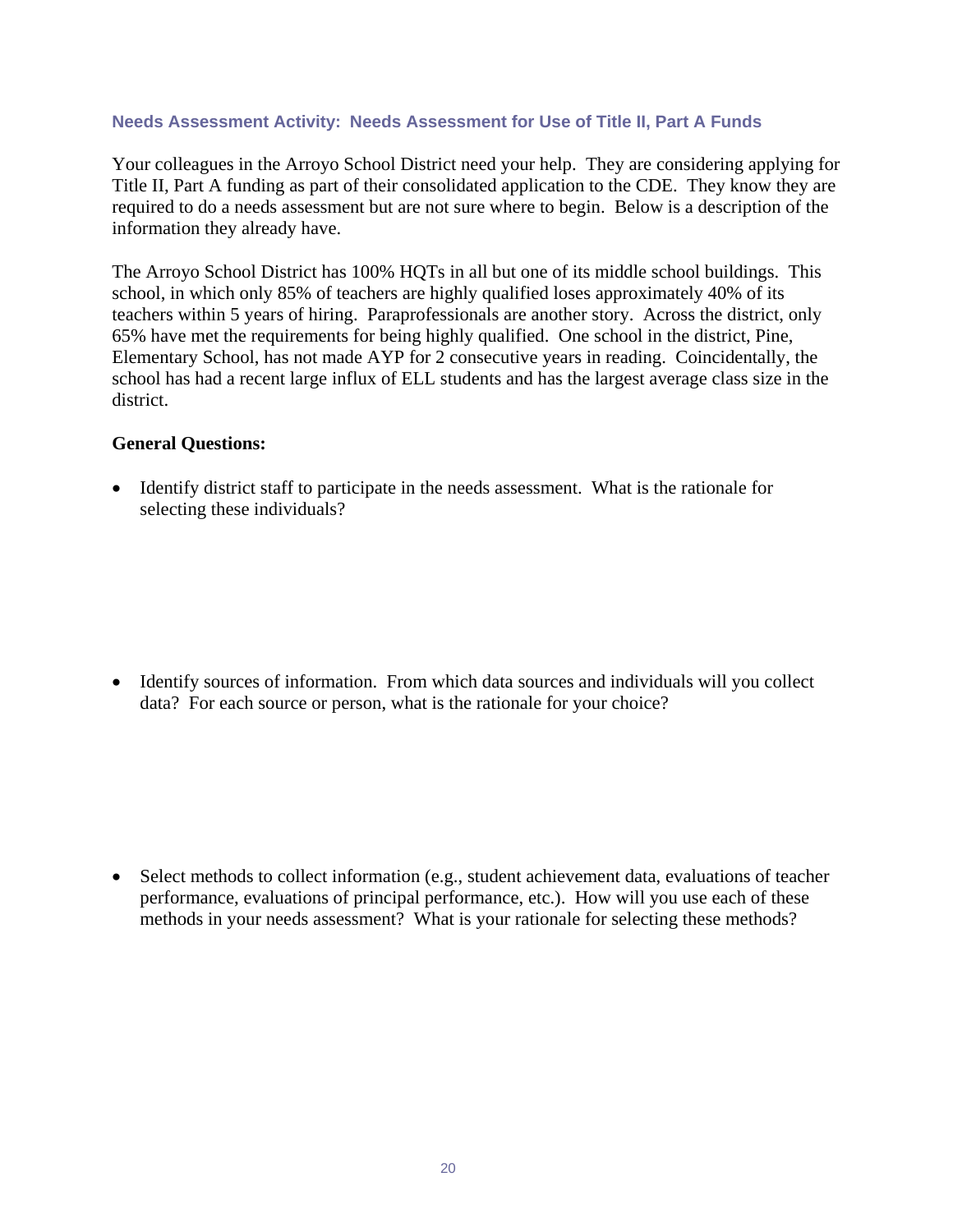### Needs Assessment Activity: Needs Assessment for Use of Title II, Part A Funds

Your colleagues in the Arroyo School District need your help. They are considering applying for Title II, Part A funding as part of their consolidated application to the CDE. They know they are required to do a needs assessment but are not sure where to begin. Below is a description of the information they already have.

The Arroyo School District has 100% HQTs in all but one of its middle school buildings. This school, in which only 85% of teachers are highly qualified loses approximately 40% of its teachers within 5 years of hiring. Paraprofessionals are another story. Across the district, only 65% have met the requirements for being highly qualified. One school in the district, Pine, Elementary School, has not made AYP for 2 consecutive years in reading. Coincidentally, the school has had a recent large influx of ELL students and has the largest average class size in the district.

**General Questions:**

- Identify district staff to participate in the needs assessment. What is the rationale for selecting these individuals?

- Identify sources of information. From which data sources and individuals will you collect data? For each source or person, what is the rationale for your choice?

- Select methods to collect information (e.g., student achievement data, evaluations of teacher performance, evaluations of principal performance, etc.). How will you use each of these methods in your needs assessment? What is your rationale for selecting these methods?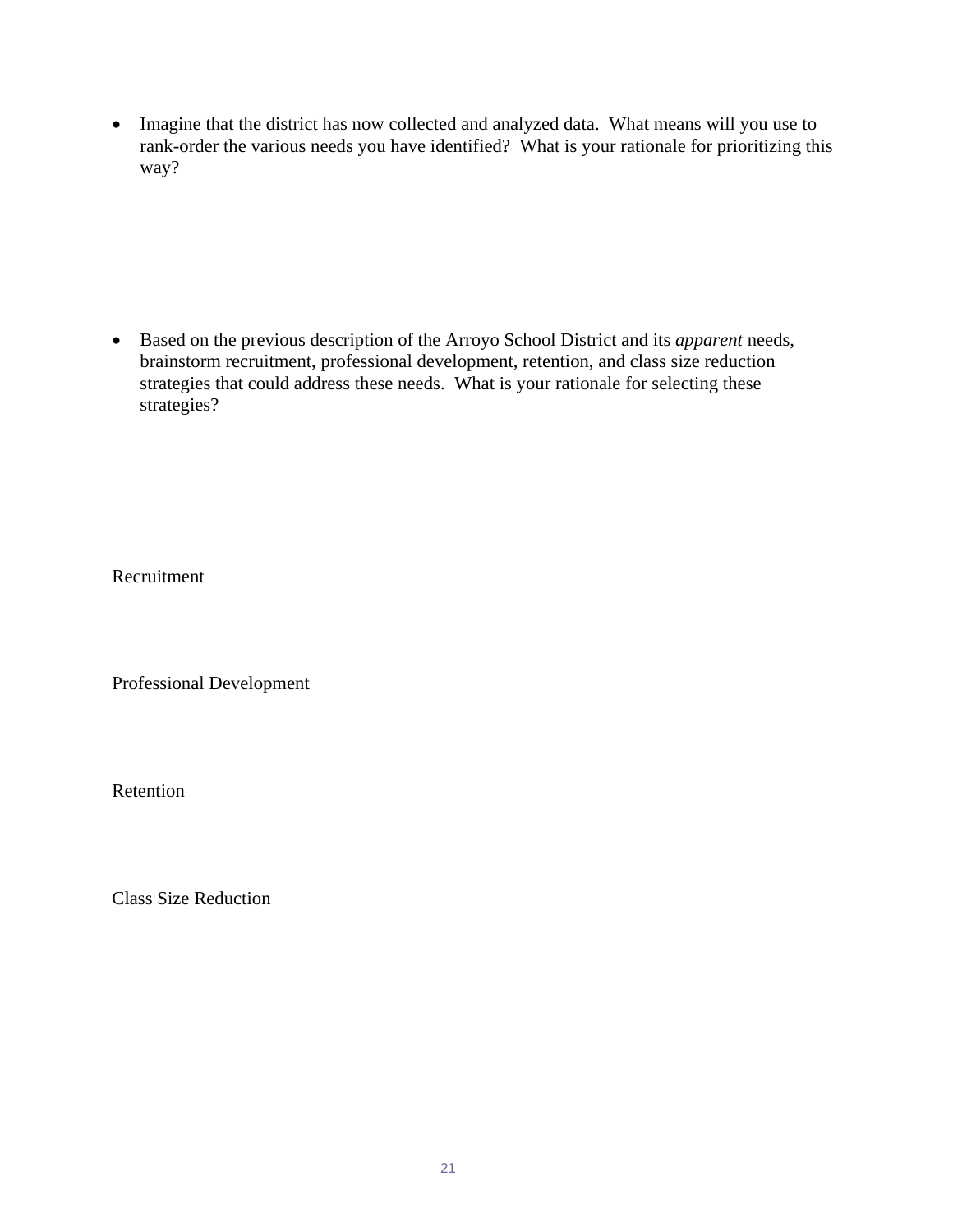- Imagine that the district has now collected and analyzed data. What means will you use to rank-order the various needs you have identified? What is your rationale for prioritizing this way?

- Based on the previous description of the Arroyo School District and its *apparent* needs, brainstorm recruitment, professional development, retention, and class size reduction strategies that could address these needs. What is your rationale for selecting these strategies?

Recruitment

Professional Development

Retention

Class Size Reduction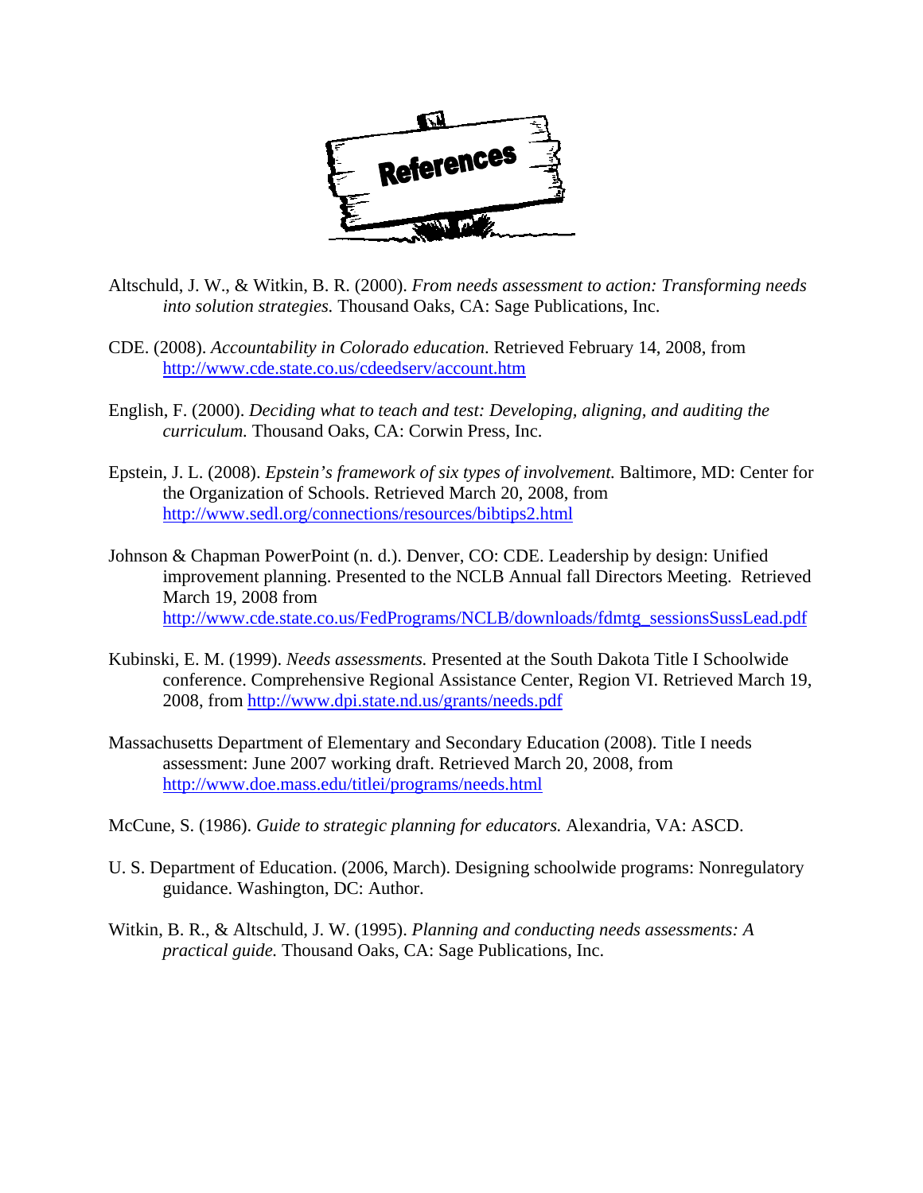# References

Altschuld, J. W., & Witkin, B. R. (2000). *From needs assessment to action: Transforming needs into solution strategies.* Thousand Oaks, CA: Sage Publications, Inc.

CDE. (2008). *Accountability in Colorado education*. Retrieved February 14, 2008, from http://www.cde.state.co.us/cdeedserv/account.htm

English, F. (2000). *Deciding what to teach and test: Developing, aligning, and auditing the curriculum.* Thousand Oaks, CA: Corwin Press, Inc.

Epstein, J. L. (2008). *Epstein's framework of six types of involvement.* Baltimore, MD: Center for the Organization of Schools. Retrieved March 20, 2008, from http://www.sedl.org/connections/resources/bibtips2.html

Johnson & Chapman PowerPoint (n. d.). Denver, CO: CDE. Leadership by design: Unified improvement planning. Presented to the NCLB Annual fall Directors Meeting. Retrieved March 19, 2008 from http://www.cde.state.co.us/FedPrograms/NCLB/downloads/fdmtg_sessionsSussLead.pdf

Kubinski, E. M. (1999). *Needs assessments.* Presented at the South Dakota Title I Schoolwide conference. Comprehensive Regional Assistance Center, Region VI. Retrieved March 19, 2008, from http://www.dpi.state.nd.us/grants/needs.pdf

Massachusetts Department of Elementary and Secondary Education (2008). Title I needs assessment: June 2007 working draft. Retrieved March 20, 2008, from http://www.doe.mass.edu/titlei/programs/needs.html

McCune, S. (1986). *Guide to strategic planning for educators.* Alexandria, VA: ASCD.

U. S. Department of Education. (2006, March). Designing schoolwide programs: Nonregulatory guidance. Washington, DC: Author.

Witkin, B. R., & Altschuld, J. W. (1995). *Planning and conducting needs assessments: A practical guide.* Thousand Oaks, CA: Sage Publications, Inc.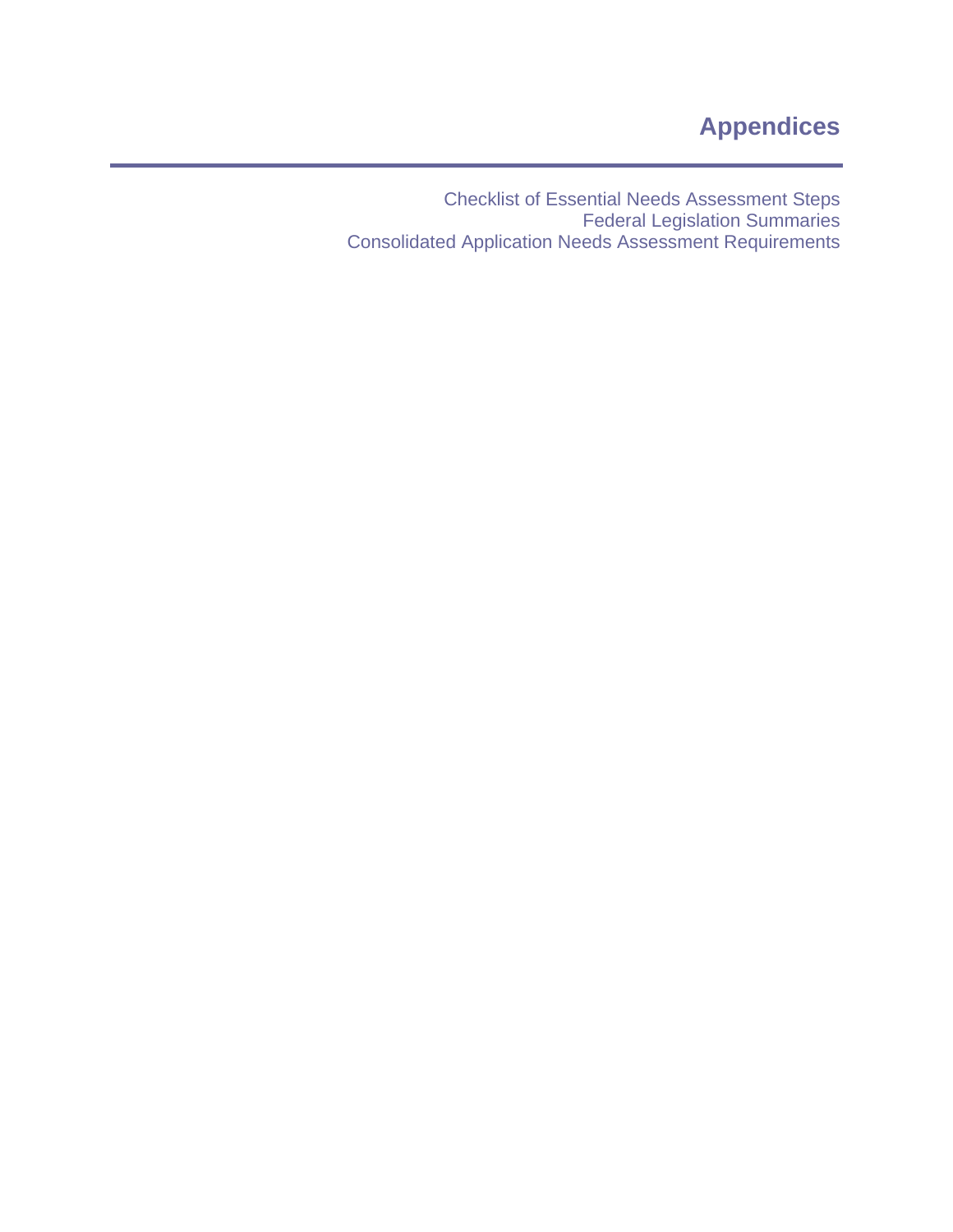# Appendices

---

Checklist of Essential Needs Assessment Steps
Federal Legislation Summaries
Consolidated Application Needs Assessment Requirements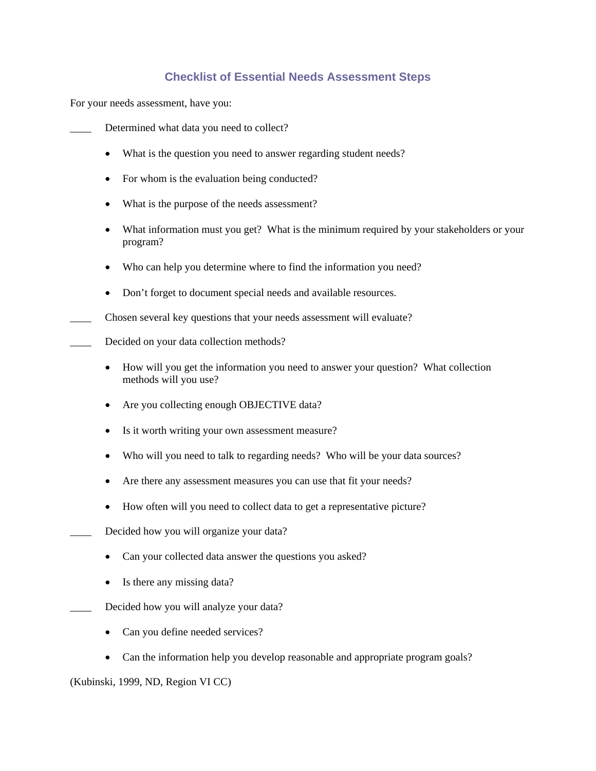## Checklist of Essential Needs Assessment Steps

For your needs assessment, have you:

____ Determined what data you need to collect?

- What is the question you need to answer regarding student needs?
- For whom is the evaluation being conducted?
- What is the purpose of the needs assessment?
- What information must you get? What is the minimum required by your stakeholders or your program?
- Who can help you determine where to find the information you need?
- Don't forget to document special needs and available resources.

____ Chosen several key questions that your needs assessment will evaluate?

____ Decided on your data collection methods?

- How will you get the information you need to answer your question? What collection methods will you use?
- Are you collecting enough OBJECTIVE data?
- Is it worth writing your own assessment measure?
- Who will you need to talk to regarding needs? Who will be your data sources?
- Are there any assessment measures you can use that fit your needs?
- How often will you need to collect data to get a representative picture?

____ Decided how you will organize your data?

- Can your collected data answer the questions you asked?
- Is there any missing data?

____ Decided how you will analyze your data?

- Can you define needed services?
- Can the information help you develop reasonable and appropriate program goals?

(Kubinski, 1999, ND, Region VI CC)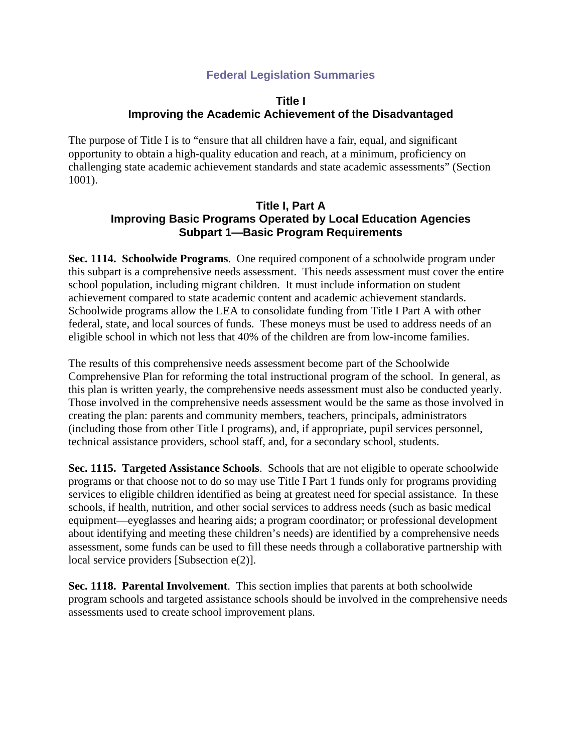# Federal Legislation Summaries

## Title I
## Improving the Academic Achievement of the Disadvantaged

The purpose of Title I is to "ensure that all children have a fair, equal, and significant opportunity to obtain a high-quality education and reach, at a minimum, proficiency on challenging state academic achievement standards and state academic assessments" (Section 1001).

## Title I, Part A
## Improving Basic Programs Operated by Local Education Agencies
## Subpart 1—Basic Program Requirements

**Sec. 1114. Schoolwide Programs**. One required component of a schoolwide program under this subpart is a comprehensive needs assessment. This needs assessment must cover the entire school population, including migrant children. It must include information on student achievement compared to state academic content and academic achievement standards. Schoolwide programs allow the LEA to consolidate funding from Title I Part A with other federal, state, and local sources of funds. These moneys must be used to address needs of an eligible school in which not less that 40% of the children are from low-income families.

The results of this comprehensive needs assessment become part of the Schoolwide Comprehensive Plan for reforming the total instructional program of the school. In general, as this plan is written yearly, the comprehensive needs assessment must also be conducted yearly. Those involved in the comprehensive needs assessment would be the same as those involved in creating the plan: parents and community members, teachers, principals, administrators (including those from other Title I programs), and, if appropriate, pupil services personnel, technical assistance providers, school staff, and, for a secondary school, students.

**Sec. 1115. Targeted Assistance Schools**. Schools that are not eligible to operate schoolwide programs or that choose not to do so may use Title I Part 1 funds only for programs providing services to eligible children identified as being at greatest need for special assistance. In these schools, if health, nutrition, and other social services to address needs (such as basic medical equipment—eyeglasses and hearing aids; a program coordinator; or professional development about identifying and meeting these children's needs) are identified by a comprehensive needs assessment, some funds can be used to fill these needs through a collaborative partnership with local service providers [Subsection e(2)].

**Sec. 1118. Parental Involvement**. This section implies that parents at both schoolwide program schools and targeted assistance schools should be involved in the comprehensive needs assessments used to create school improvement plans.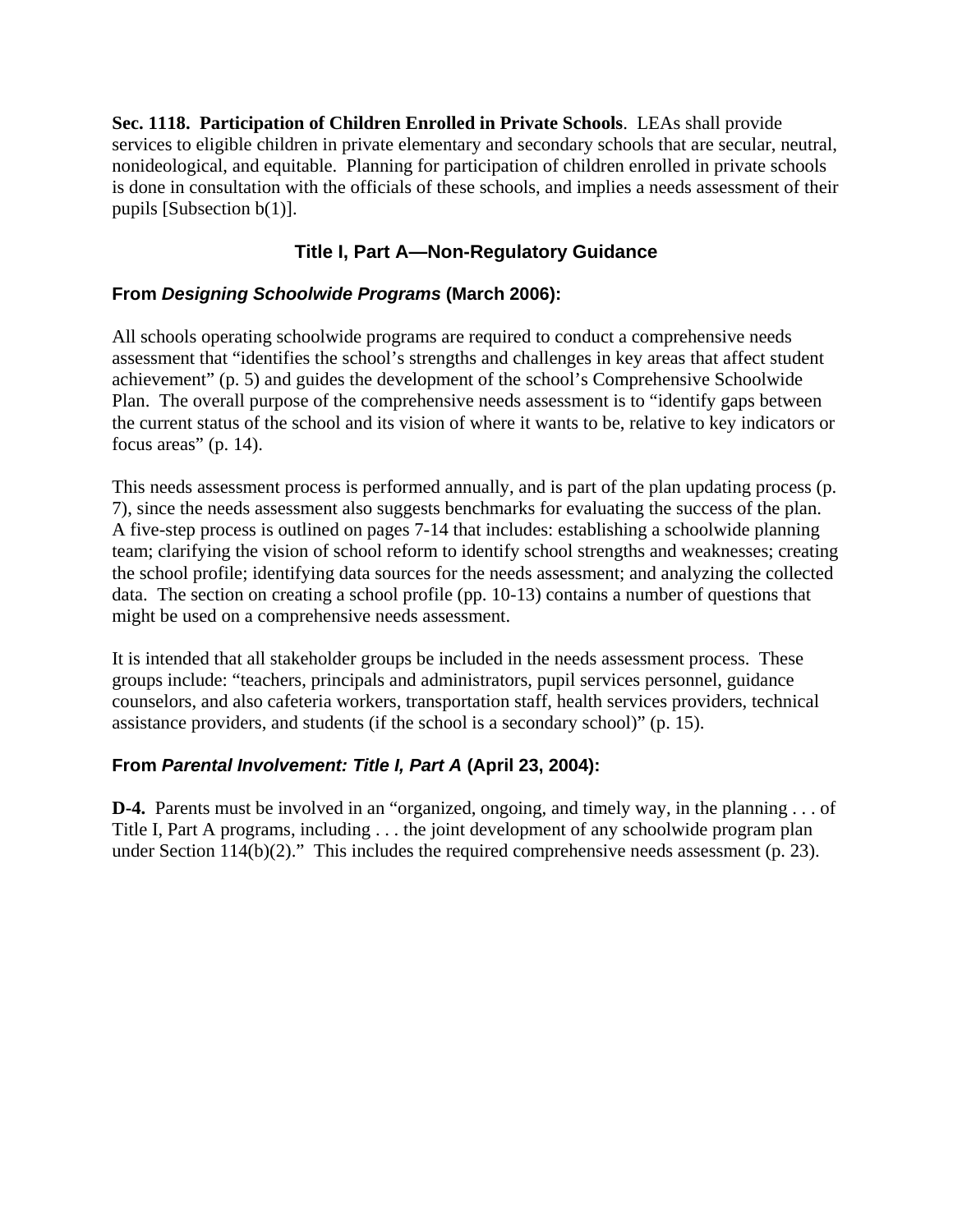**Sec. 1118. Participation of Children Enrolled in Private Schools**. LEAs shall provide services to eligible children in private elementary and secondary schools that are secular, neutral, nonideological, and equitable. Planning for participation of children enrolled in private schools is done in consultation with the officials of these schools, and implies a needs assessment of their pupils [Subsection b(1)].

## Title I, Part A—Non-Regulatory Guidance

### From *Designing Schoolwide Programs* (March 2006):

All schools operating schoolwide programs are required to conduct a comprehensive needs assessment that "identifies the school's strengths and challenges in key areas that affect student achievement" (p. 5) and guides the development of the school's Comprehensive Schoolwide Plan. The overall purpose of the comprehensive needs assessment is to "identify gaps between the current status of the school and its vision of where it wants to be, relative to key indicators or focus areas" (p. 14).

This needs assessment process is performed annually, and is part of the plan updating process (p. 7), since the needs assessment also suggests benchmarks for evaluating the success of the plan. A five-step process is outlined on pages 7-14 that includes: establishing a schoolwide planning team; clarifying the vision of school reform to identify school strengths and weaknesses; creating the school profile; identifying data sources for the needs assessment; and analyzing the collected data. The section on creating a school profile (pp. 10-13) contains a number of questions that might be used on a comprehensive needs assessment.

It is intended that all stakeholder groups be included in the needs assessment process. These groups include: "teachers, principals and administrators, pupil services personnel, guidance counselors, and also cafeteria workers, transportation staff, health services providers, technical assistance providers, and students (if the school is a secondary school)" (p. 15).

### From *Parental Involvement: Title I, Part A* (April 23, 2004):

**D-4.** Parents must be involved in an "organized, ongoing, and timely way, in the planning . . . of Title I, Part A programs, including . . . the joint development of any schoolwide program plan under Section 114(b)(2)." This includes the required comprehensive needs assessment (p. 23).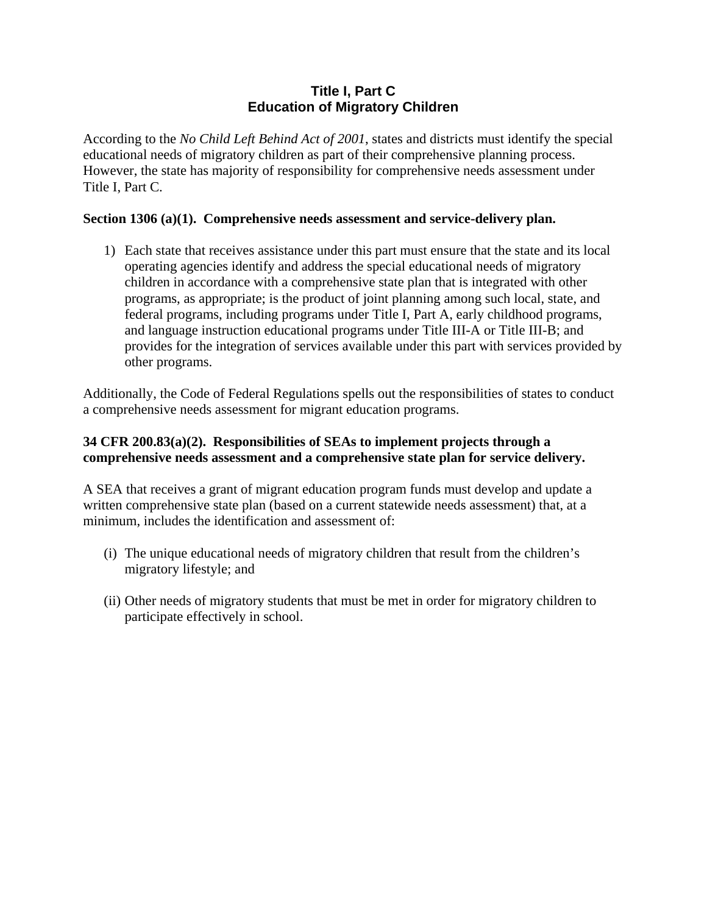# Title I, Part C
# Education of Migratory Children

According to the *No Child Left Behind Act of 2001*, states and districts must identify the special educational needs of migratory children as part of their comprehensive planning process. However, the state has majority of responsibility for comprehensive needs assessment under Title I, Part C.

**Section 1306 (a)(1). Comprehensive needs assessment and service-delivery plan.**

1) Each state that receives assistance under this part must ensure that the state and its local operating agencies identify and address the special educational needs of migratory children in accordance with a comprehensive state plan that is integrated with other programs, as appropriate; is the product of joint planning among such local, state, and federal programs, including programs under Title I, Part A, early childhood programs, and language instruction educational programs under Title III-A or Title III-B; and provides for the integration of services available under this part with services provided by other programs.

Additionally, the Code of Federal Regulations spells out the responsibilities of states to conduct a comprehensive needs assessment for migrant education programs.

**34 CFR 200.83(a)(2). Responsibilities of SEAs to implement projects through a comprehensive needs assessment and a comprehensive state plan for service delivery.**

A SEA that receives a grant of migrant education program funds must develop and update a written comprehensive state plan (based on a current statewide needs assessment) that, at a minimum, includes the identification and assessment of:

(i) The unique educational needs of migratory children that result from the children's migratory lifestyle; and

(ii) Other needs of migratory students that must be met in order for migratory children to participate effectively in school.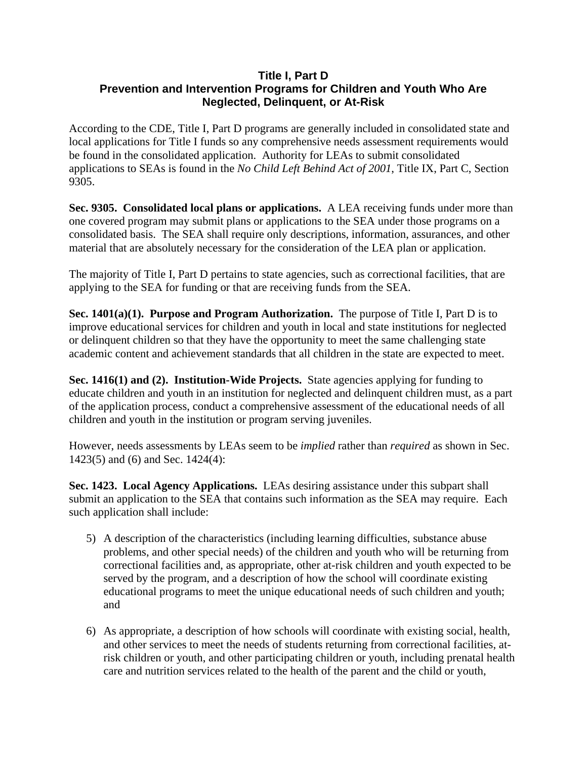# Title I, Part D
## Prevention and Intervention Programs for Children and Youth Who Are Neglected, Delinquent, or At-Risk

According to the CDE, Title I, Part D programs are generally included in consolidated state and local applications for Title I funds so any comprehensive needs assessment requirements would be found in the consolidated application. Authority for LEAs to submit consolidated applications to SEAs is found in the *No Child Left Behind Act of 2001*, Title IX, Part C, Section 9305.

**Sec. 9305. Consolidated local plans or applications.** A LEA receiving funds under more than one covered program may submit plans or applications to the SEA under those programs on a consolidated basis. The SEA shall require only descriptions, information, assurances, and other material that are absolutely necessary for the consideration of the LEA plan or application.

The majority of Title I, Part D pertains to state agencies, such as correctional facilities, that are applying to the SEA for funding or that are receiving funds from the SEA.

**Sec. 1401(a)(1). Purpose and Program Authorization.** The purpose of Title I, Part D is to improve educational services for children and youth in local and state institutions for neglected or delinquent children so that they have the opportunity to meet the same challenging state academic content and achievement standards that all children in the state are expected to meet.

**Sec. 1416(1) and (2). Institution-Wide Projects.** State agencies applying for funding to educate children and youth in an institution for neglected and delinquent children must, as a part of the application process, conduct a comprehensive assessment of the educational needs of all children and youth in the institution or program serving juveniles.

However, needs assessments by LEAs seem to be *implied* rather than *required* as shown in Sec. 1423(5) and (6) and Sec. 1424(4):

**Sec. 1423. Local Agency Applications.** LEAs desiring assistance under this subpart shall submit an application to the SEA that contains such information as the SEA may require. Each such application shall include:

5) A description of the characteristics (including learning difficulties, substance abuse problems, and other special needs) of the children and youth who will be returning from correctional facilities and, as appropriate, other at-risk children and youth expected to be served by the program, and a description of how the school will coordinate existing educational programs to meet the unique educational needs of such children and youth; and

6) As appropriate, a description of how schools will coordinate with existing social, health, and other services to meet the needs of students returning from correctional facilities, at-risk children or youth, and other participating children or youth, including prenatal health care and nutrition services related to the health of the parent and the child or youth,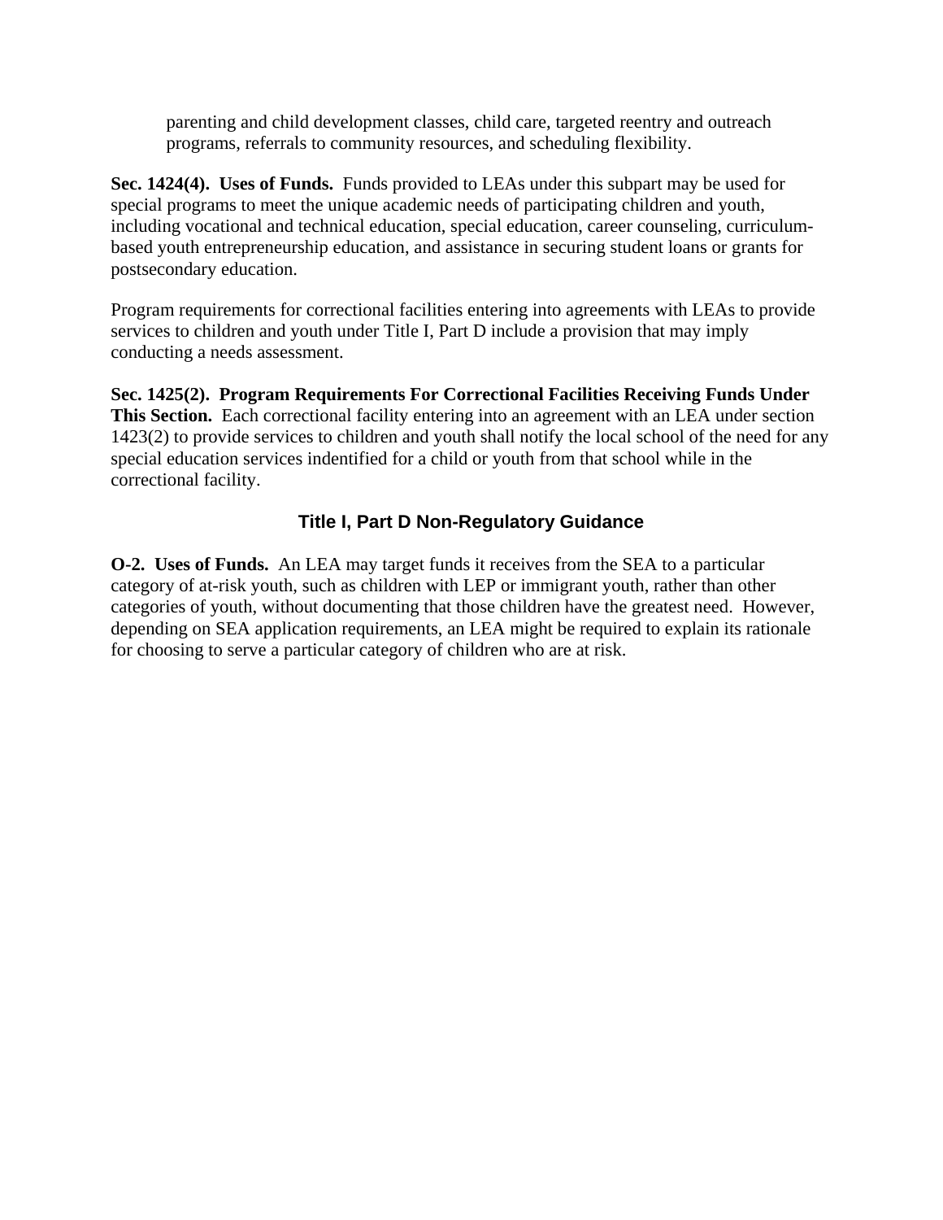parenting and child development classes, child care, targeted reentry and outreach programs, referrals to community resources, and scheduling flexibility.

**Sec. 1424(4). Uses of Funds.** Funds provided to LEAs under this subpart may be used for special programs to meet the unique academic needs of participating children and youth, including vocational and technical education, special education, career counseling, curriculum-based youth entrepreneurship education, and assistance in securing student loans or grants for postsecondary education.

Program requirements for correctional facilities entering into agreements with LEAs to provide services to children and youth under Title I, Part D include a provision that may imply conducting a needs assessment.

**Sec. 1425(2). Program Requirements For Correctional Facilities Receiving Funds Under This Section.** Each correctional facility entering into an agreement with an LEA under section 1423(2) to provide services to children and youth shall notify the local school of the need for any special education services indentified for a child or youth from that school while in the correctional facility.

### Title I, Part D Non-Regulatory Guidance

**O-2. Uses of Funds.** An LEA may target funds it receives from the SEA to a particular category of at-risk youth, such as children with LEP or immigrant youth, rather than other categories of youth, without documenting that those children have the greatest need. However, depending on SEA application requirements, an LEA might be required to explain its rationale for choosing to serve a particular category of children who are at risk.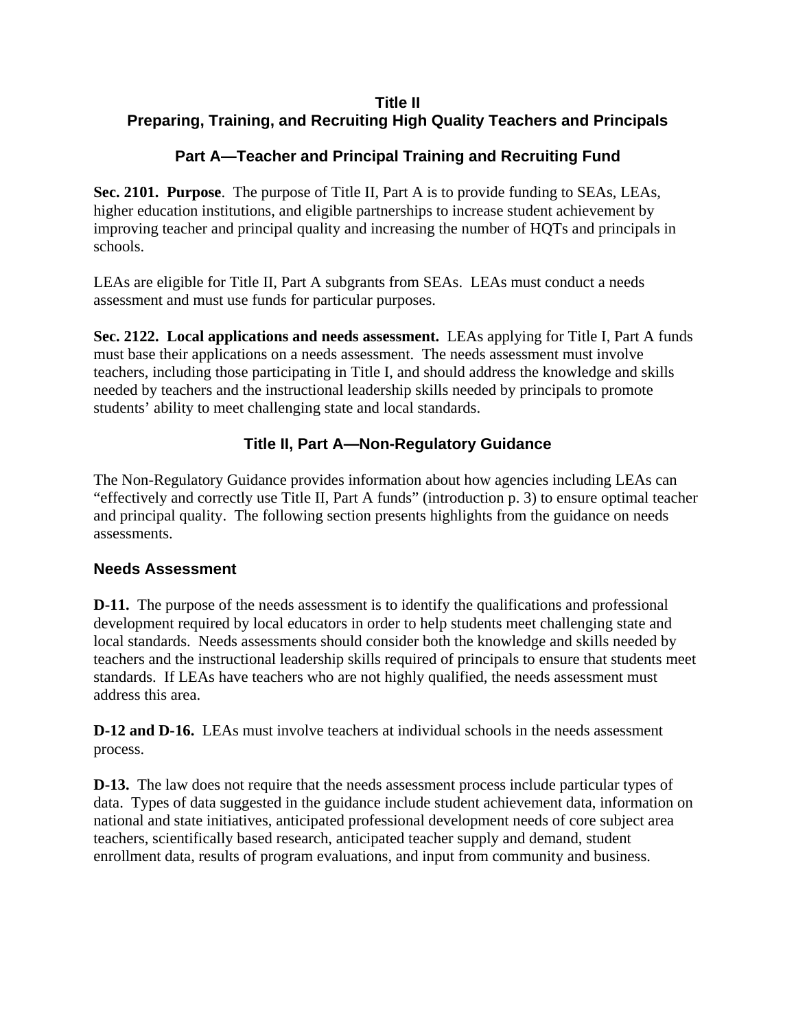# Title II
# Preparing, Training, and Recruiting High Quality Teachers and Principals

## Part A—Teacher and Principal Training and Recruiting Fund

**Sec. 2101. Purpose**. The purpose of Title II, Part A is to provide funding to SEAs, LEAs, higher education institutions, and eligible partnerships to increase student achievement by improving teacher and principal quality and increasing the number of HQTs and principals in schools.

LEAs are eligible for Title II, Part A subgrants from SEAs. LEAs must conduct a needs assessment and must use funds for particular purposes.

**Sec. 2122. Local applications and needs assessment.** LEAs applying for Title I, Part A funds must base their applications on a needs assessment. The needs assessment must involve teachers, including those participating in Title I, and should address the knowledge and skills needed by teachers and the instructional leadership skills needed by principals to promote students' ability to meet challenging state and local standards.

## Title II, Part A—Non-Regulatory Guidance

The Non-Regulatory Guidance provides information about how agencies including LEAs can "effectively and correctly use Title II, Part A funds" (introduction p. 3) to ensure optimal teacher and principal quality. The following section presents highlights from the guidance on needs assessments.

### Needs Assessment

**D-11.** The purpose of the needs assessment is to identify the qualifications and professional development required by local educators in order to help students meet challenging state and local standards. Needs assessments should consider both the knowledge and skills needed by teachers and the instructional leadership skills required of principals to ensure that students meet standards. If LEAs have teachers who are not highly qualified, the needs assessment must address this area.

**D-12 and D-16.** LEAs must involve teachers at individual schools in the needs assessment process.

**D-13.** The law does not require that the needs assessment process include particular types of data. Types of data suggested in the guidance include student achievement data, information on national and state initiatives, anticipated professional development needs of core subject area teachers, scientifically based research, anticipated teacher supply and demand, student enrollment data, results of program evaluations, and input from community and business.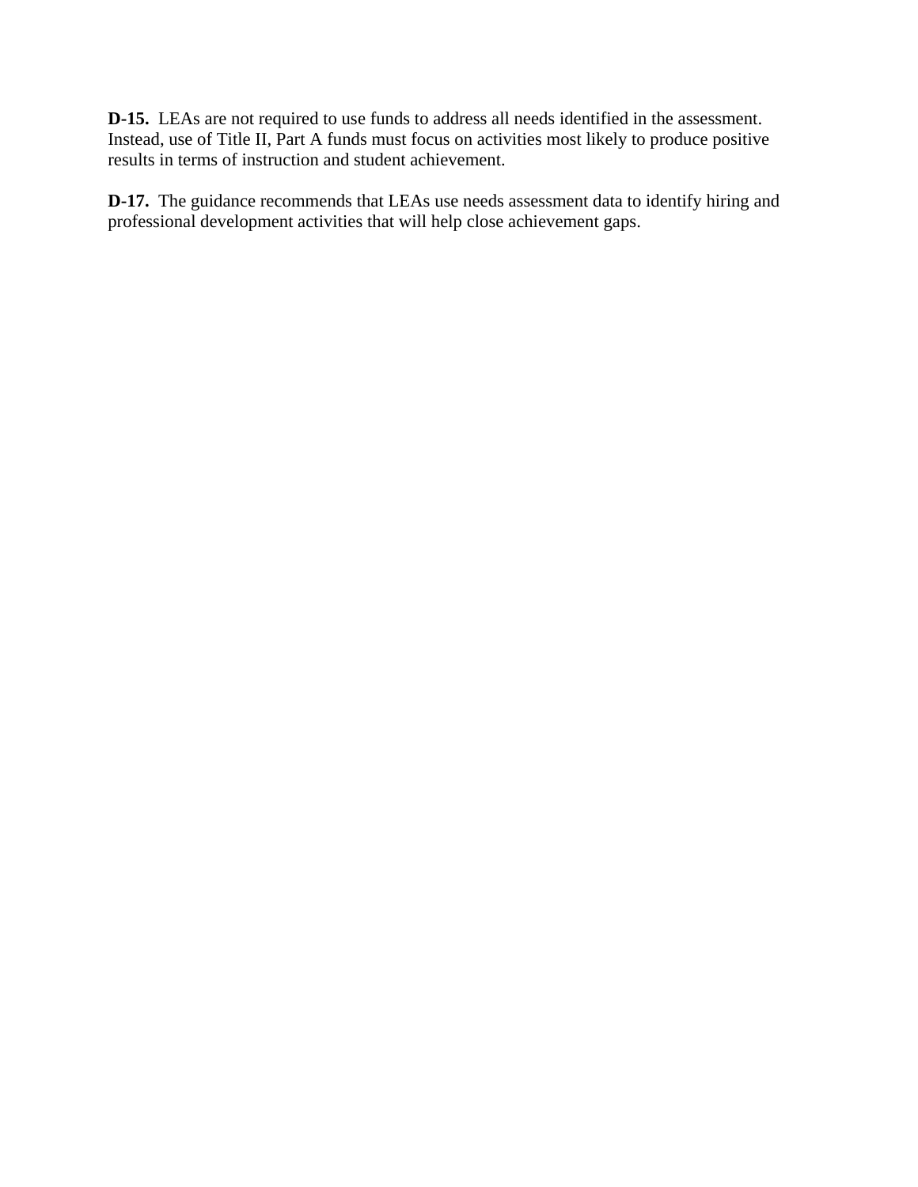**D-15.** LEAs are not required to use funds to address all needs identified in the assessment. Instead, use of Title II, Part A funds must focus on activities most likely to produce positive results in terms of instruction and student achievement.

**D-17.** The guidance recommends that LEAs use needs assessment data to identify hiring and professional development activities that will help close achievement gaps.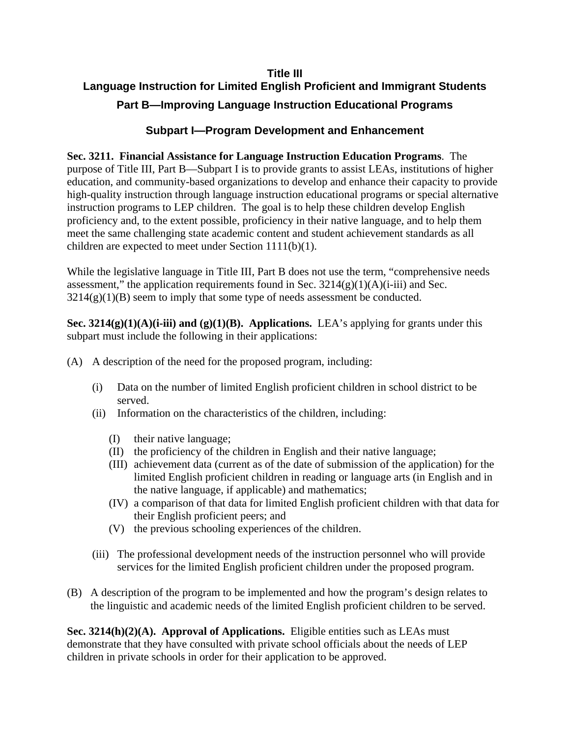# Title III
## Language Instruction for Limited English Proficient and Immigrant Students

## Part B—Improving Language Instruction Educational Programs

### Subpart I—Program Development and Enhancement

**Sec. 3211. Financial Assistance for Language Instruction Education Programs**. The purpose of Title III, Part B—Subpart I is to provide grants to assist LEAs, institutions of higher education, and community-based organizations to develop and enhance their capacity to provide high-quality instruction through language instruction educational programs or special alternative instruction programs to LEP children. The goal is to help these children develop English proficiency and, to the extent possible, proficiency in their native language, and to help them meet the same challenging state academic content and student achievement standards as all children are expected to meet under Section 1111(b)(1).

While the legislative language in Title III, Part B does not use the term, "comprehensive needs assessment," the application requirements found in Sec. 3214(g)(1)(A)(i-iii) and Sec. 3214(g)(1)(B) seem to imply that some type of needs assessment be conducted.

**Sec. 3214(g)(1)(A)(i-iii) and (g)(1)(B). Applications.** LEA's applying for grants under this subpart must include the following in their applications:

(A) A description of the need for the proposed program, including:

- (i) Data on the number of limited English proficient children in school district to be served.
- (ii) Information on the characteristics of the children, including:
  - (I) their native language;
  - (II) the proficiency of the children in English and their native language;
  - (III) achievement data (current as of the date of submission of the application) for the limited English proficient children in reading or language arts (in English and in the native language, if applicable) and mathematics;
  - (IV) a comparison of that data for limited English proficient children with that data for their English proficient peers; and
  - (V) the previous schooling experiences of the children.
- (iii) The professional development needs of the instruction personnel who will provide services for the limited English proficient children under the proposed program.

(B) A description of the program to be implemented and how the program's design relates to the linguistic and academic needs of the limited English proficient children to be served.

**Sec. 3214(h)(2)(A). Approval of Applications.** Eligible entities such as LEAs must demonstrate that they have consulted with private school officials about the needs of LEP children in private schools in order for their application to be approved.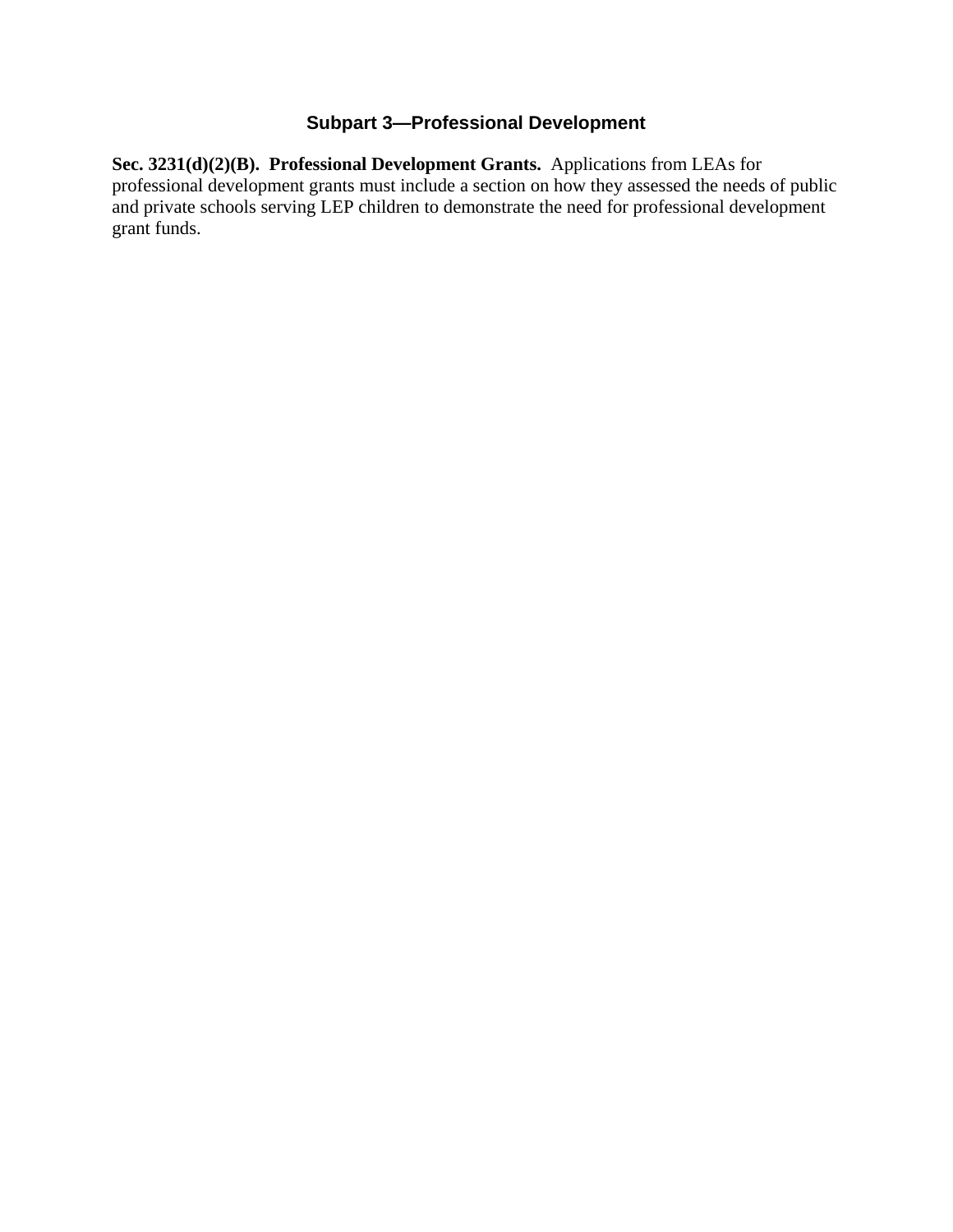## Subpart 3—Professional Development

**Sec. 3231(d)(2)(B). Professional Development Grants.** Applications from LEAs for professional development grants must include a section on how they assessed the needs of public and private schools serving LEP children to demonstrate the need for professional development grant funds.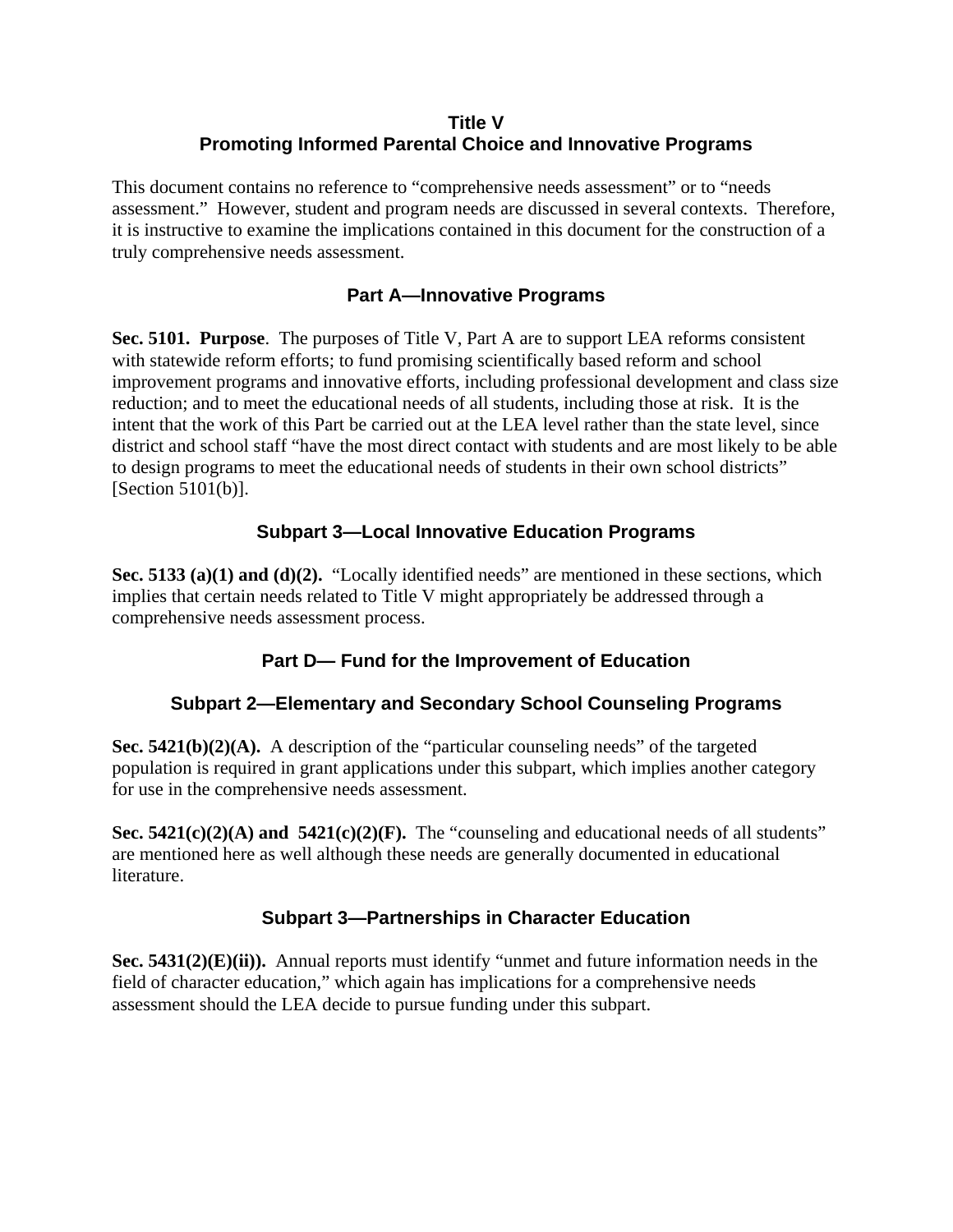# Title V
# Promoting Informed Parental Choice and Innovative Programs

This document contains no reference to "comprehensive needs assessment" or to "needs assessment." However, student and program needs are discussed in several contexts. Therefore, it is instructive to examine the implications contained in this document for the construction of a truly comprehensive needs assessment.

## Part A—Innovative Programs

**Sec. 5101. Purpose**. The purposes of Title V, Part A are to support LEA reforms consistent with statewide reform efforts; to fund promising scientifically based reform and school improvement programs and innovative efforts, including professional development and class size reduction; and to meet the educational needs of all students, including those at risk. It is the intent that the work of this Part be carried out at the LEA level rather than the state level, since district and school staff "have the most direct contact with students and are most likely to be able to design programs to meet the educational needs of students in their own school districts" [Section 5101(b)].

### Subpart 3—Local Innovative Education Programs

**Sec. 5133 (a)(1) and (d)(2).** "Locally identified needs" are mentioned in these sections, which implies that certain needs related to Title V might appropriately be addressed through a comprehensive needs assessment process.

## Part D— Fund for the Improvement of Education

### Subpart 2—Elementary and Secondary School Counseling Programs

**Sec. 5421(b)(2)(A).** A description of the "particular counseling needs" of the targeted population is required in grant applications under this subpart, which implies another category for use in the comprehensive needs assessment.

**Sec. 5421(c)(2)(A) and 5421(c)(2)(F).** The "counseling and educational needs of all students" are mentioned here as well although these needs are generally documented in educational literature.

### Subpart 3—Partnerships in Character Education

**Sec. 5431(2)(E)(ii)).** Annual reports must identify "unmet and future information needs in the field of character education," which again has implications for a comprehensive needs assessment should the LEA decide to pursue funding under this subpart.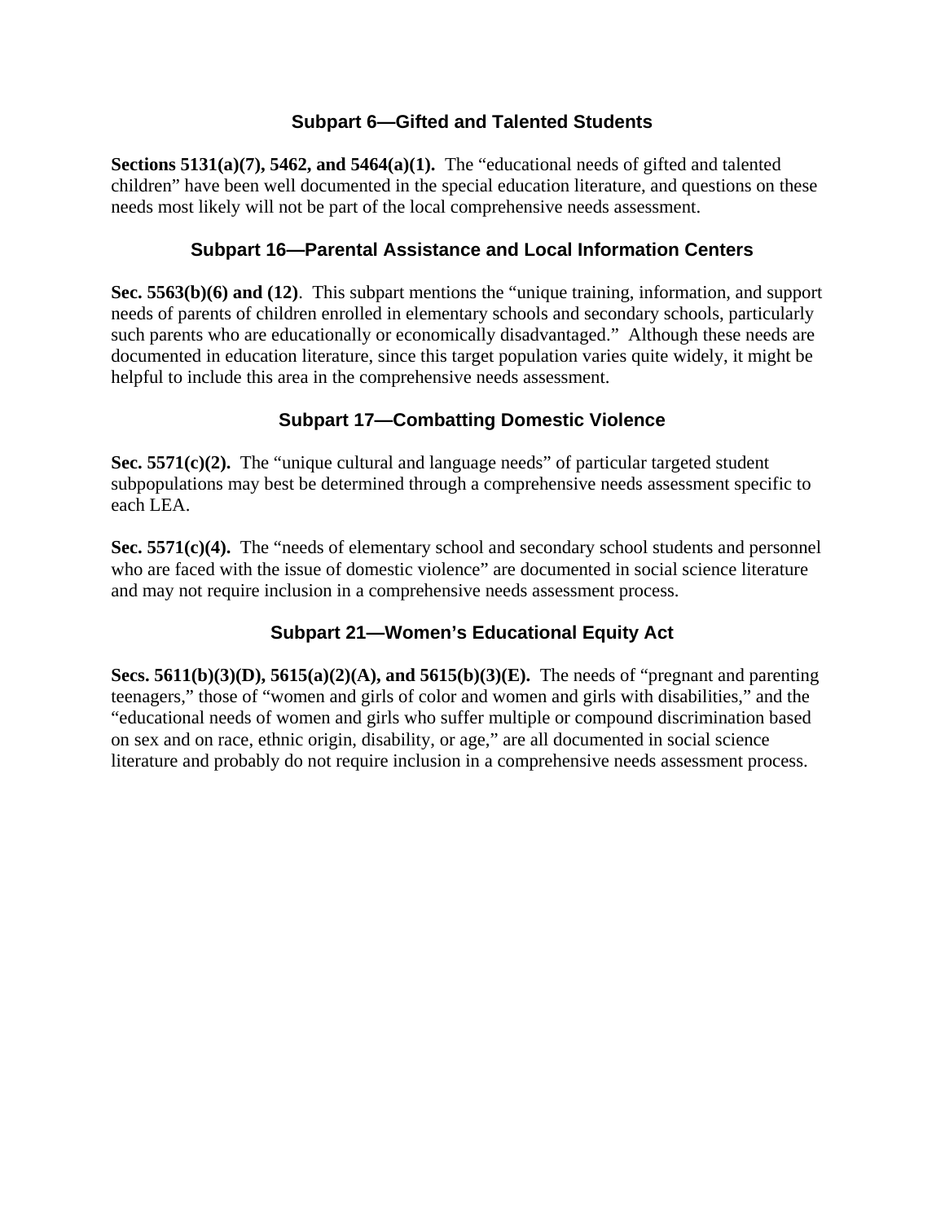### Subpart 6—Gifted and Talented Students

**Sections 5131(a)(7), 5462, and 5464(a)(1).** The "educational needs of gifted and talented children" have been well documented in the special education literature, and questions on these needs most likely will not be part of the local comprehensive needs assessment.

### Subpart 16—Parental Assistance and Local Information Centers

**Sec. 5563(b)(6) and (12)**. This subpart mentions the "unique training, information, and support needs of parents of children enrolled in elementary schools and secondary schools, particularly such parents who are educationally or economically disadvantaged." Although these needs are documented in education literature, since this target population varies quite widely, it might be helpful to include this area in the comprehensive needs assessment.

### Subpart 17—Combatting Domestic Violence

**Sec. 5571(c)(2).** The "unique cultural and language needs" of particular targeted student subpopulations may best be determined through a comprehensive needs assessment specific to each LEA.

**Sec. 5571(c)(4).** The "needs of elementary school and secondary school students and personnel who are faced with the issue of domestic violence" are documented in social science literature and may not require inclusion in a comprehensive needs assessment process.

### Subpart 21—Women's Educational Equity Act

**Secs. 5611(b)(3)(D), 5615(a)(2)(A), and 5615(b)(3)(E).** The needs of "pregnant and parenting teenagers," those of "women and girls of color and women and girls with disabilities," and the "educational needs of women and girls who suffer multiple or compound discrimination based on sex and on race, ethnic origin, disability, or age," are all documented in social science literature and probably do not require inclusion in a comprehensive needs assessment process.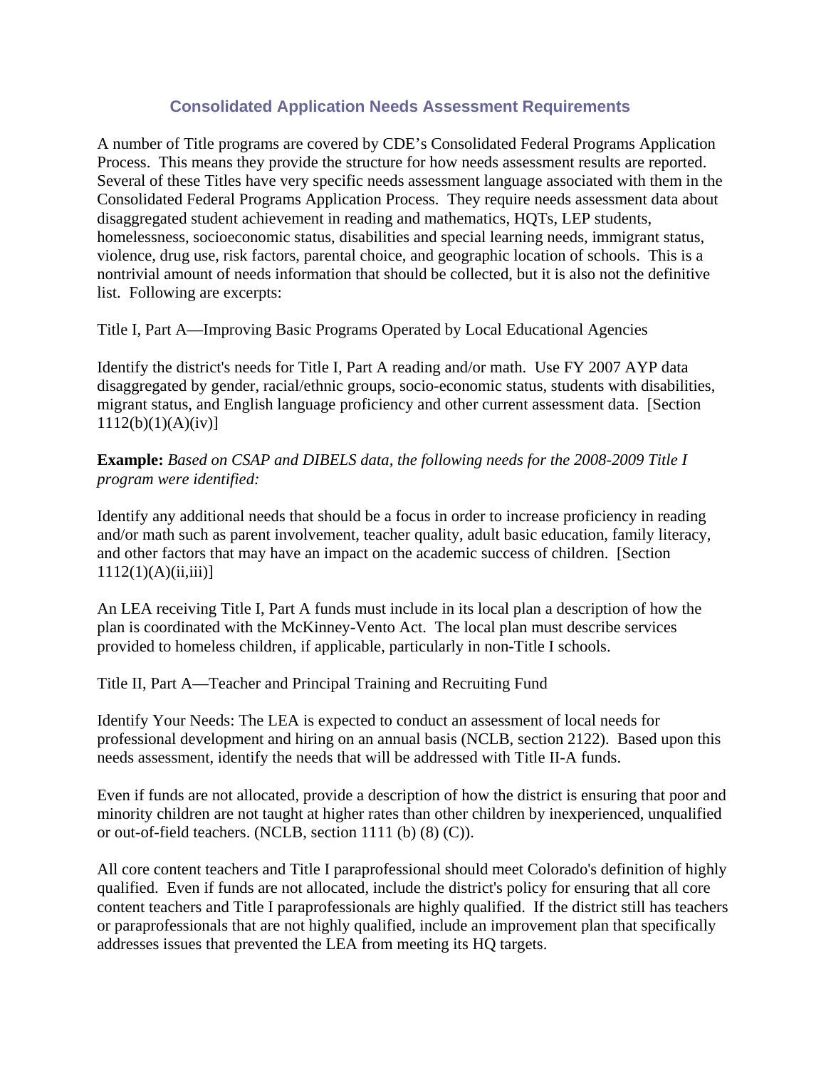## Consolidated Application Needs Assessment Requirements

A number of Title programs are covered by CDE's Consolidated Federal Programs Application Process. This means they provide the structure for how needs assessment results are reported. Several of these Titles have very specific needs assessment language associated with them in the Consolidated Federal Programs Application Process. They require needs assessment data about disaggregated student achievement in reading and mathematics, HQTs, LEP students, homelessness, socioeconomic status, disabilities and special learning needs, immigrant status, violence, drug use, risk factors, parental choice, and geographic location of schools. This is a nontrivial amount of needs information that should be collected, but it is also not the definitive list. Following are excerpts:

Title I, Part A—Improving Basic Programs Operated by Local Educational Agencies

Identify the district's needs for Title I, Part A reading and/or math. Use FY 2007 AYP data disaggregated by gender, racial/ethnic groups, socio-economic status, students with disabilities, migrant status, and English language proficiency and other current assessment data. [Section 1112(b)(1)(A)(iv)]

**Example:** *Based on CSAP and DIBELS data, the following needs for the 2008-2009 Title I program were identified:*

Identify any additional needs that should be a focus in order to increase proficiency in reading and/or math such as parent involvement, teacher quality, adult basic education, family literacy, and other factors that may have an impact on the academic success of children. [Section 1112(1)(A)(ii,iii)]

An LEA receiving Title I, Part A funds must include in its local plan a description of how the plan is coordinated with the McKinney-Vento Act. The local plan must describe services provided to homeless children, if applicable, particularly in non-Title I schools.

Title II, Part A—Teacher and Principal Training and Recruiting Fund

Identify Your Needs: The LEA is expected to conduct an assessment of local needs for professional development and hiring on an annual basis (NCLB, section 2122). Based upon this needs assessment, identify the needs that will be addressed with Title II-A funds.

Even if funds are not allocated, provide a description of how the district is ensuring that poor and minority children are not taught at higher rates than other children by inexperienced, unqualified or out-of-field teachers. (NCLB, section 1111 (b) (8) (C)).

All core content teachers and Title I paraprofessional should meet Colorado's definition of highly qualified. Even if funds are not allocated, include the district's policy for ensuring that all core content teachers and Title I paraprofessionals are highly qualified. If the district still has teachers or paraprofessionals that are not highly qualified, include an improvement plan that specifically addresses issues that prevented the LEA from meeting its HQ targets.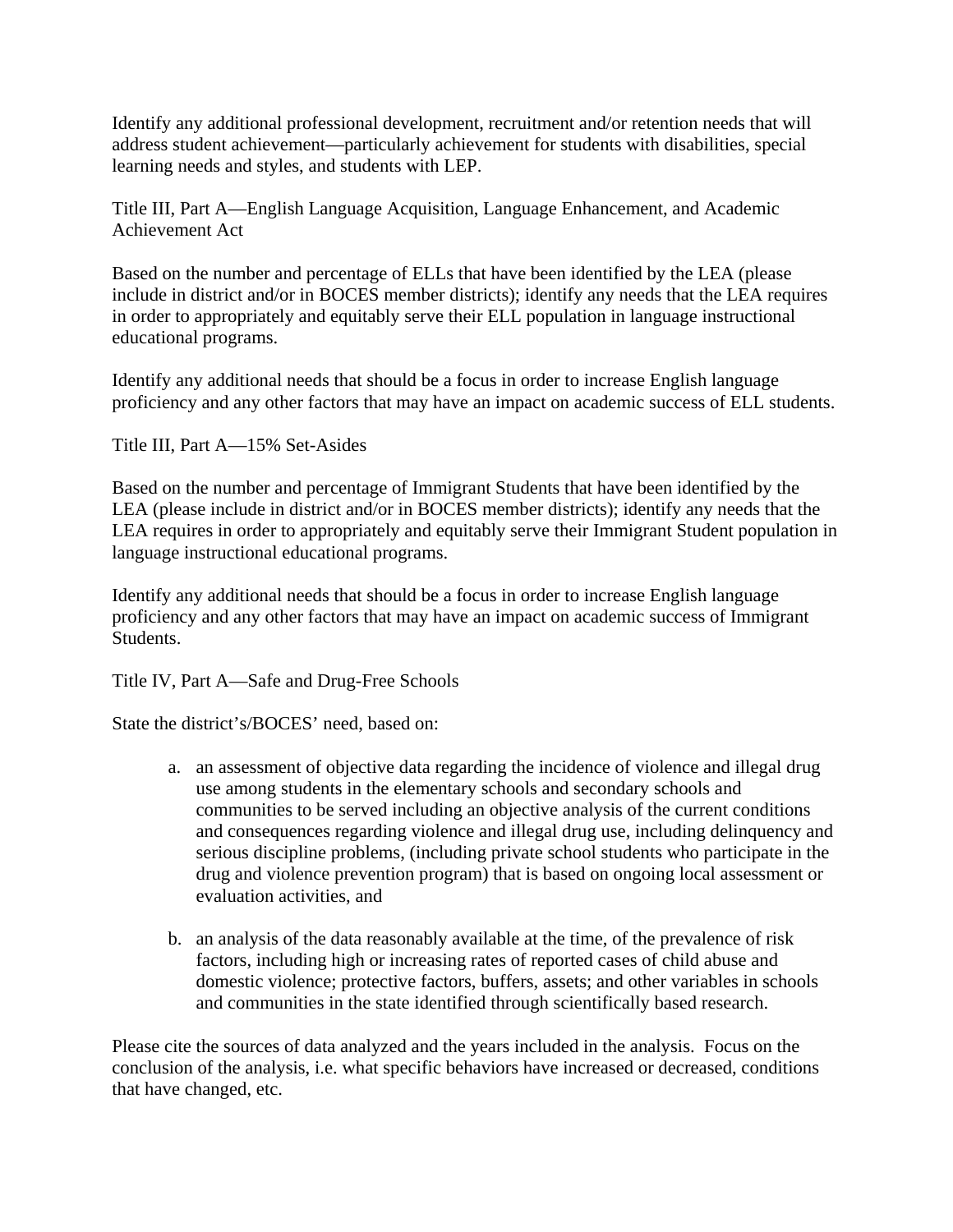Identify any additional professional development, recruitment and/or retention needs that will address student achievement—particularly achievement for students with disabilities, special learning needs and styles, and students with LEP.

Title III, Part A—English Language Acquisition, Language Enhancement, and Academic Achievement Act

Based on the number and percentage of ELLs that have been identified by the LEA (please include in district and/or in BOCES member districts); identify any needs that the LEA requires in order to appropriately and equitably serve their ELL population in language instructional educational programs.

Identify any additional needs that should be a focus in order to increase English language proficiency and any other factors that may have an impact on academic success of ELL students.

Title III, Part A—15% Set-Asides

Based on the number and percentage of Immigrant Students that have been identified by the LEA (please include in district and/or in BOCES member districts); identify any needs that the LEA requires in order to appropriately and equitably serve their Immigrant Student population in language instructional educational programs.

Identify any additional needs that should be a focus in order to increase English language proficiency and any other factors that may have an impact on academic success of Immigrant Students.

Title IV, Part A—Safe and Drug-Free Schools

State the district's/BOCES' need, based on:

a. an assessment of objective data regarding the incidence of violence and illegal drug use among students in the elementary schools and secondary schools and communities to be served including an objective analysis of the current conditions and consequences regarding violence and illegal drug use, including delinquency and serious discipline problems, (including private school students who participate in the drug and violence prevention program) that is based on ongoing local assessment or evaluation activities, and

b. an analysis of the data reasonably available at the time, of the prevalence of risk factors, including high or increasing rates of reported cases of child abuse and domestic violence; protective factors, buffers, assets; and other variables in schools and communities in the state identified through scientifically based research.

Please cite the sources of data analyzed and the years included in the analysis. Focus on the conclusion of the analysis, i.e. what specific behaviors have increased or decreased, conditions that have changed, etc.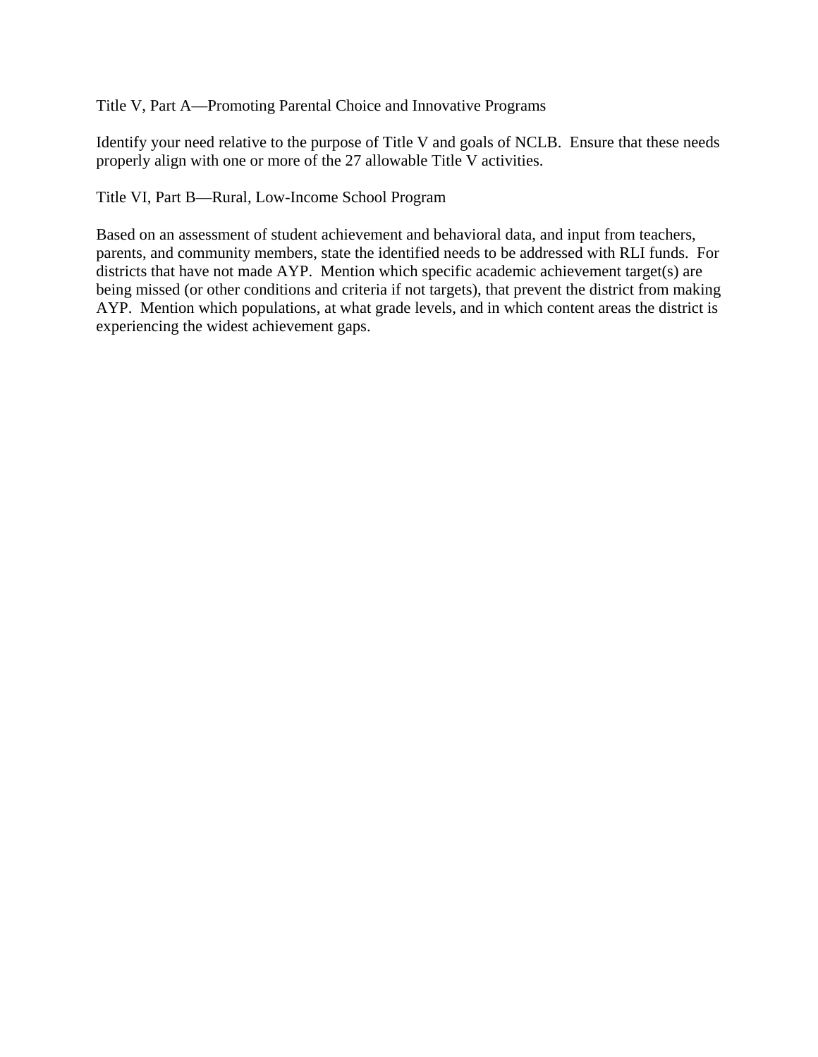Title V, Part A—Promoting Parental Choice and Innovative Programs

Identify your need relative to the purpose of Title V and goals of NCLB. Ensure that these needs properly align with one or more of the 27 allowable Title V activities.

Title VI, Part B—Rural, Low-Income School Program

Based on an assessment of student achievement and behavioral data, and input from teachers, parents, and community members, state the identified needs to be addressed with RLI funds. For districts that have not made AYP. Mention which specific academic achievement target(s) are being missed (or other conditions and criteria if not targets), that prevent the district from making AYP. Mention which populations, at what grade levels, and in which content areas the district is experiencing the widest achievement gaps.